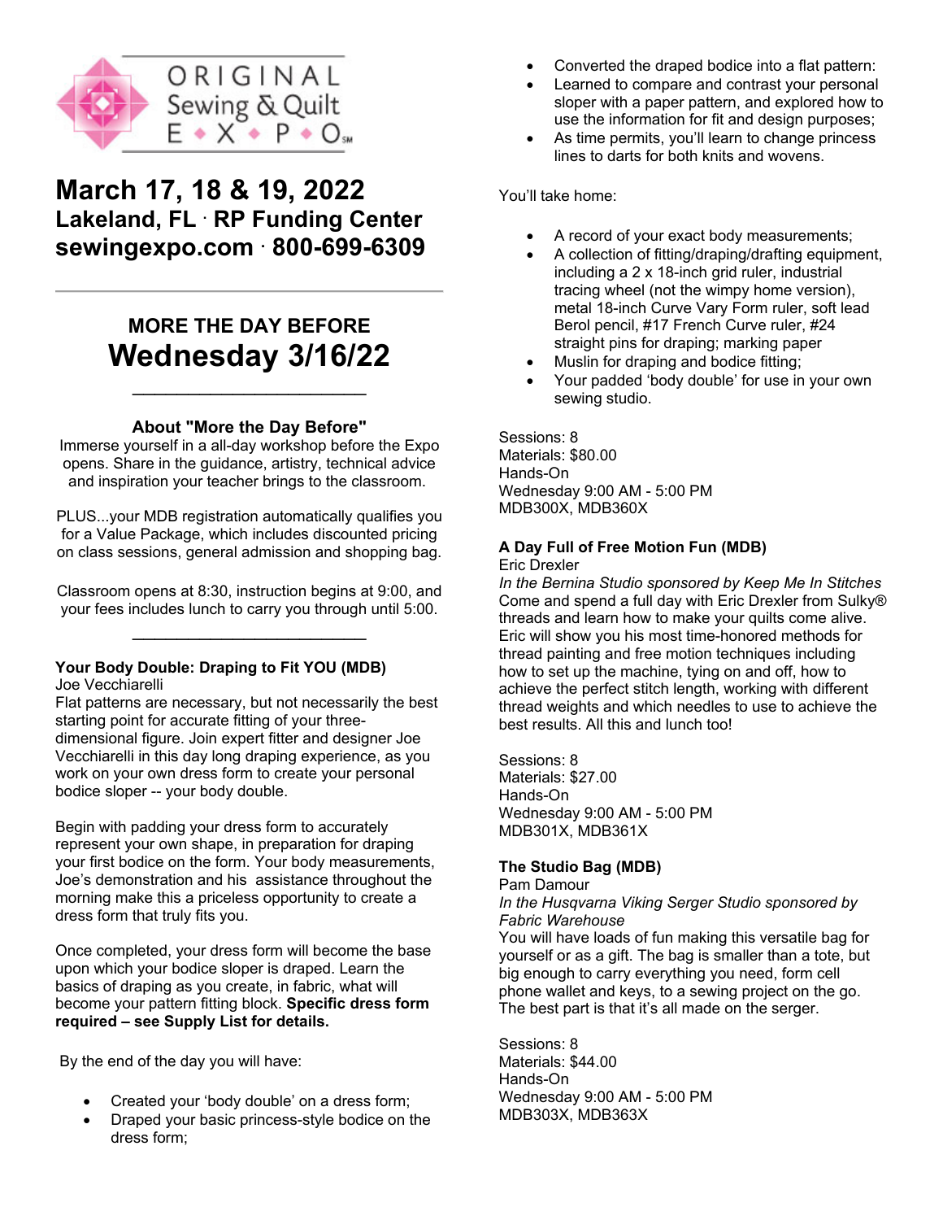ORIGINAL Sewing & Quilt E • X • P • O℠

# March 17, 18 & 19, 2022

## Lakeland, FL · RP Funding Center

## sewingexpo.com · 800-699-6309

---

### MORE THE DAY BEFORE

# Wednesday 3/16/22

---

**About "More the Day Before"**

Immerse yourself in a all-day workshop before the Expo opens. Share in the guidance, artistry, technical advice and inspiration your teacher brings to the classroom.

PLUS...your MDB registration automatically qualifies you for a Value Package, which includes discounted pricing on class sessions, general admission and shopping bag.

Classroom opens at 8:30, instruction begins at 9:00, and your fees includes lunch to carry you through until 5:00.

---

**Your Body Double: Draping to Fit YOU (MDB)**
Joe Vecchiarelli
Flat patterns are necessary, but not necessarily the best starting point for accurate fitting of your three-dimensional figure. Join expert fitter and designer Joe Vecchiarelli in this day long draping experience, as you work on your own dress form to create your personal bodice sloper -- your body double.

Begin with padding your dress form to accurately represent your own shape, in preparation for draping your first bodice on the form. Your body measurements, Joe's demonstration and his assistance throughout the morning make this a priceless opportunity to create a dress form that truly fits you.

Once completed, your dress form will become the base upon which your bodice sloper is draped. Learn the basics of draping as you create, in fabric, what will become your pattern fitting block. **Specific dress form required – see Supply List for details.**

By the end of the day you will have:

- Created your 'body double' on a dress form;
- Draped your basic princess-style bodice on the dress form;
- Converted the draped bodice into a flat pattern:
- Learned to compare and contrast your personal sloper with a paper pattern, and explored how to use the information for fit and design purposes;
- As time permits, you'll learn to change princess lines to darts for both knits and wovens.

You'll take home:

- A record of your exact body measurements;
- A collection of fitting/draping/drafting equipment, including a 2 x 18-inch grid ruler, industrial tracing wheel (not the wimpy home version), metal 18-inch Curve Vary Form ruler, soft lead Berol pencil, #17 French Curve ruler, #24 straight pins for draping; marking paper
- Muslin for draping and bodice fitting;
- Your padded 'body double' for use in your own sewing studio.

Sessions: 8
Materials: $80.00
Hands-On
Wednesday 9:00 AM - 5:00 PM
MDB300X, MDB360X

**A Day Full of Free Motion Fun (MDB)**
Eric Drexler
*In the Bernina Studio sponsored by Keep Me In Stitches*
Come and spend a full day with Eric Drexler from Sulky® threads and learn how to make your quilts come alive. Eric will show you his most time-honored methods for thread painting and free motion techniques including how to set up the machine, tying on and off, how to achieve the perfect stitch length, working with different thread weights and which needles to use to achieve the best results. All this and lunch too!

Sessions: 8
Materials: $27.00
Hands-On
Wednesday 9:00 AM - 5:00 PM
MDB301X, MDB361X

**The Studio Bag (MDB)**
Pam Damour
*In the Husqvarna Viking Serger Studio sponsored by Fabric Warehouse*
You will have loads of fun making this versatile bag for yourself or as a gift. The bag is smaller than a tote, but big enough to carry everything you need, form cell phone wallet and keys, to a sewing project on the go. The best part is that it's all made on the serger.

Sessions: 8
Materials: $44.00
Hands-On
Wednesday 9:00 AM - 5:00 PM
MDB303X, MDB363X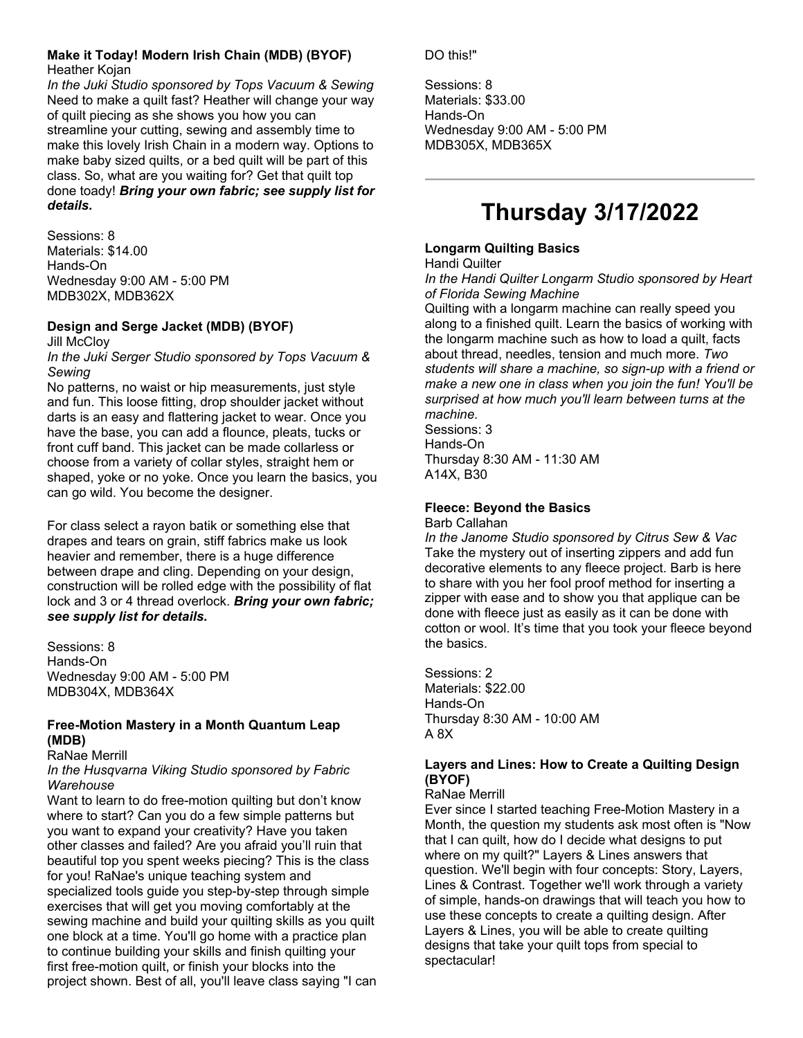**Make it Today! Modern Irish Chain (MDB) (BYOF)**
Heather Kojan
*In the Juki Studio sponsored by Tops Vacuum & Sewing*
Need to make a quilt fast? Heather will change your way of quilt piecing as she shows you how you can streamline your cutting, sewing and assembly time to make this lovely Irish Chain in a modern way. Options to make baby sized quilts, or a bed quilt will be part of this class. So, what are you waiting for? Get that quilt top done toady! ***Bring your own fabric; see supply list for details.***

Sessions: 8
Materials: $14.00
Hands-On
Wednesday 9:00 AM - 5:00 PM
MDB302X, MDB362X

**Design and Serge Jacket (MDB) (BYOF)**
Jill McCloy
*In the Juki Serger Studio sponsored by Tops Vacuum & Sewing*
No patterns, no waist or hip measurements, just style and fun. This loose fitting, drop shoulder jacket without darts is an easy and flattering jacket to wear. Once you have the base, you can add a flounce, pleats, tucks or front cuff band. This jacket can be made collarless or choose from a variety of collar styles, straight hem or shaped, yoke or no yoke. Once you learn the basics, you can go wild. You become the designer.

For class select a rayon batik or something else that drapes and tears on grain, stiff fabrics make us look heavier and remember, there is a huge difference between drape and cling. Depending on your design, construction will be rolled edge with the possibility of flat lock and 3 or 4 thread overlock. ***Bring your own fabric; see supply list for details.***

Sessions: 8
Hands-On
Wednesday 9:00 AM - 5:00 PM
MDB304X, MDB364X

**Free-Motion Mastery in a Month Quantum Leap (MDB)**
RaNae Merrill
*In the Husqvarna Viking Studio sponsored by Fabric Warehouse*
Want to learn to do free-motion quilting but don't know where to start? Can you do a few simple patterns but you want to expand your creativity? Have you taken other classes and failed? Are you afraid you'll ruin that beautiful top you spent weeks piecing? This is the class for you! RaNae's unique teaching system and specialized tools guide you step-by-step through simple exercises that will get you moving comfortably at the sewing machine and build your quilting skills as you quilt one block at a time. You'll go home with a practice plan to continue building your skills and finish quilting your first free-motion quilt, or finish your blocks into the project shown. Best of all, you'll leave class saying "I can DO this!"

Sessions: 8
Materials: $33.00
Hands-On
Wednesday 9:00 AM - 5:00 PM
MDB305X, MDB365X

---

# Thursday 3/17/2022

**Longarm Quilting Basics**
Handi Quilter
*In the Handi Quilter Longarm Studio sponsored by Heart of Florida Sewing Machine*
Quilting with a longarm machine can really speed you along to a finished quilt. Learn the basics of working with the longarm machine such as how to load a quilt, facts about thread, needles, tension and much more. *Two students will share a machine, so sign-up with a friend or make a new one in class when you join the fun! You'll be surprised at how much you'll learn between turns at the machine.*
Sessions: 3
Hands-On
Thursday 8:30 AM - 11:30 AM
A14X, B30

**Fleece: Beyond the Basics**
Barb Callahan
*In the Janome Studio sponsored by Citrus Sew & Vac*
Take the mystery out of inserting zippers and add fun decorative elements to any fleece project. Barb is here to share with you her fool proof method for inserting a zipper with ease and to show you that applique can be done with fleece just as easily as it can be done with cotton or wool. It's time that you took your fleece beyond the basics.

Sessions: 2
Materials: $22.00
Hands-On
Thursday 8:30 AM - 10:00 AM
A 8X

**Layers and Lines: How to Create a Quilting Design (BYOF)**
RaNae Merrill
Ever since I started teaching Free-Motion Mastery in a Month, the question my students ask most often is "Now that I can quilt, how do I decide what designs to put where on my quilt?" Layers & Lines answers that question. We'll begin with four concepts: Story, Layers, Lines & Contrast. Together we'll work through a variety of simple, hands-on drawings that will teach you how to use these concepts to create a quilting design. After Layers & Lines, you will be able to create quilting designs that take your quilt tops from special to spectacular!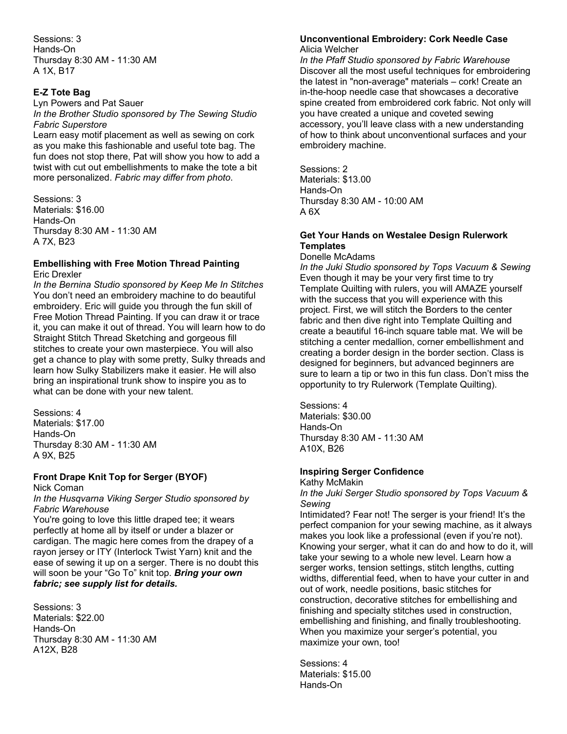Sessions: 3
Hands-On
Thursday 8:30 AM - 11:30 AM
A 1X, B17

### E-Z Tote Bag

Lyn Powers and Pat Sauer
*In the Brother Studio sponsored by The Sewing Studio Fabric Superstore*
Learn easy motif placement as well as sewing on cork as you make this fashionable and useful tote bag. The fun does not stop there, Pat will show you how to add a twist with cut out embellishments to make the tote a bit more personalized. *Fabric may differ from photo.*

Sessions: 3
Materials: $16.00
Hands-On
Thursday 8:30 AM - 11:30 AM
A 7X, B23

### Embellishing with Free Motion Thread Painting

Eric Drexler
*In the Bernina Studio sponsored by Keep Me In Stitches*
You don't need an embroidery machine to do beautiful embroidery. Eric will guide you through the fun skill of Free Motion Thread Painting. If you can draw it or trace it, you can make it out of thread. You will learn how to do Straight Stitch Thread Sketching and gorgeous fill stitches to create your own masterpiece. You will also get a chance to play with some pretty, Sulky threads and learn how Sulky Stabilizers make it easier. He will also bring an inspirational trunk show to inspire you as to what can be done with your new talent.

Sessions: 4
Materials: $17.00
Hands-On
Thursday 8:30 AM - 11:30 AM
A 9X, B25

### Front Drape Knit Top for Serger (BYOF)

Nick Coman
*In the Husqvarna Viking Serger Studio sponsored by Fabric Warehouse*
You're going to love this little draped tee; it wears perfectly at home all by itself or under a blazer or cardigan. The magic here comes from the drapey of a rayon jersey or ITY (Interlock Twist Yarn) knit and the ease of sewing it up on a serger. There is no doubt this will soon be your "Go To" knit top. ***Bring your own fabric; see supply list for details.***

Sessions: 3
Materials: $22.00
Hands-On
Thursday 8:30 AM - 11:30 AM
A12X, B28

### Unconventional Embroidery: Cork Needle Case

Alicia Welcher
*In the Pfaff Studio sponsored by Fabric Warehouse*
Discover all the most useful techniques for embroidering the latest in "non-average" materials – cork! Create an in-the-hoop needle case that showcases a decorative spine created from embroidered cork fabric. Not only will you have created a unique and coveted sewing accessory, you'll leave class with a new understanding of how to think about unconventional surfaces and your embroidery machine.

Sessions: 2
Materials: $13.00
Hands-On
Thursday 8:30 AM - 10:00 AM
A 6X

### Get Your Hands on Westalee Design Rulerwork Templates

Donelle McAdams
*In the Juki Studio sponsored by Tops Vacuum & Sewing*
Even though it may be your very first time to try Template Quilting with rulers, you will AMAZE yourself with the success that you will experience with this project. First, we will stitch the Borders to the center fabric and then dive right into Template Quilting and create a beautiful 16-inch square table mat. We will be stitching a center medallion, corner embellishment and creating a border design in the border section. Class is designed for beginners, but advanced beginners are sure to learn a tip or two in this fun class. Don't miss the opportunity to try Rulerwork (Template Quilting).

Sessions: 4
Materials: $30.00
Hands-On
Thursday 8:30 AM - 11:30 AM
A10X, B26

### Inspiring Serger Confidence

Kathy McMakin
*In the Juki Serger Studio sponsored by Tops Vacuum & Sewing*
Intimidated? Fear not! The serger is your friend! It's the perfect companion for your sewing machine, as it always makes you look like a professional (even if you're not). Knowing your serger, what it can do and how to do it, will take your sewing to a whole new level. Learn how a serger works, tension settings, stitch lengths, cutting widths, differential feed, when to have your cutter in and out of work, needle positions, basic stitches for construction, decorative stitches for embellishing and finishing and specialty stitches used in construction, embellishing and finishing, and finally troubleshooting. When you maximize your serger's potential, you maximize your own, too!

Sessions: 4
Materials: $15.00
Hands-On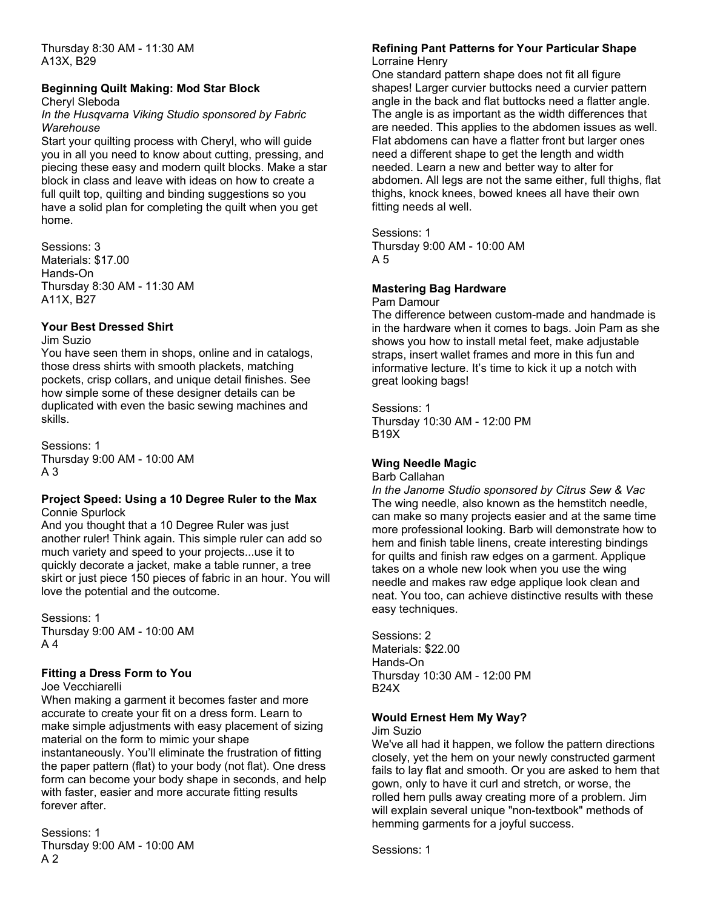Thursday 8:30 AM - 11:30 AM
A13X, B29

### Beginning Quilt Making: Mod Star Block

Cheryl Sleboda
*In the Husqvarna Viking Studio sponsored by Fabric Warehouse*
Start your quilting process with Cheryl, who will guide you in all you need to know about cutting, pressing, and piecing these easy and modern quilt blocks. Make a star block in class and leave with ideas on how to create a full quilt top, quilting and binding suggestions so you have a solid plan for completing the quilt when you get home.

Sessions: 3
Materials: $17.00
Hands-On
Thursday 8:30 AM - 11:30 AM
A11X, B27

### Your Best Dressed Shirt

Jim Suzio
You have seen them in shops, online and in catalogs, those dress shirts with smooth plackets, matching pockets, crisp collars, and unique detail finishes. See how simple some of these designer details can be duplicated with even the basic sewing machines and skills.

Sessions: 1
Thursday 9:00 AM - 10:00 AM
A 3

### Project Speed: Using a 10 Degree Ruler to the Max

Connie Spurlock
And you thought that a 10 Degree Ruler was just another ruler! Think again. This simple ruler can add so much variety and speed to your projects...use it to quickly decorate a jacket, make a table runner, a tree skirt or just piece 150 pieces of fabric in an hour. You will love the potential and the outcome.

Sessions: 1
Thursday 9:00 AM - 10:00 AM
A 4

### Fitting a Dress Form to You

Joe Vecchiarelli
When making a garment it becomes faster and more accurate to create your fit on a dress form. Learn to make simple adjustments with easy placement of sizing material on the form to mimic your shape instantaneously. You'll eliminate the frustration of fitting the paper pattern (flat) to your body (not flat). One dress form can become your body shape in seconds, and help with faster, easier and more accurate fitting results forever after.

Sessions: 1
Thursday 9:00 AM - 10:00 AM
A 2

### Refining Pant Patterns for Your Particular Shape

Lorraine Henry
One standard pattern shape does not fit all figure shapes! Larger curvier buttocks need a curvier pattern angle in the back and flat buttocks need a flatter angle. The angle is as important as the width differences that are needed. This applies to the abdomen issues as well. Flat abdomens can have a flatter front but larger ones need a different shape to get the length and width needed. Learn a new and better way to alter for abdomen. All legs are not the same either, full thighs, flat thighs, knock knees, bowed knees all have their own fitting needs al well.

Sessions: 1
Thursday 9:00 AM - 10:00 AM
A 5

### Mastering Bag Hardware

Pam Damour
The difference between custom-made and handmade is in the hardware when it comes to bags. Join Pam as she shows you how to install metal feet, make adjustable straps, insert wallet frames and more in this fun and informative lecture. It's time to kick it up a notch with great looking bags!

Sessions: 1
Thursday 10:30 AM - 12:00 PM
B19X

### Wing Needle Magic

Barb Callahan
*In the Janome Studio sponsored by Citrus Sew & Vac*
The wing needle, also known as the hemstitch needle, can make so many projects easier and at the same time more professional looking. Barb will demonstrate how to hem and finish table linens, create interesting bindings for quilts and finish raw edges on a garment. Applique takes on a whole new look when you use the wing needle and makes raw edge applique look clean and neat. You too, can achieve distinctive results with these easy techniques.

Sessions: 2
Materials: $22.00
Hands-On
Thursday 10:30 AM - 12:00 PM
B24X

### Would Ernest Hem My Way?

Jim Suzio
We've all had it happen, we follow the pattern directions closely, yet the hem on your newly constructed garment fails to lay flat and smooth. Or you are asked to hem that gown, only to have it curl and stretch, or worse, the rolled hem pulls away creating more of a problem. Jim will explain several unique "non-textbook" methods of hemming garments for a joyful success.

Sessions: 1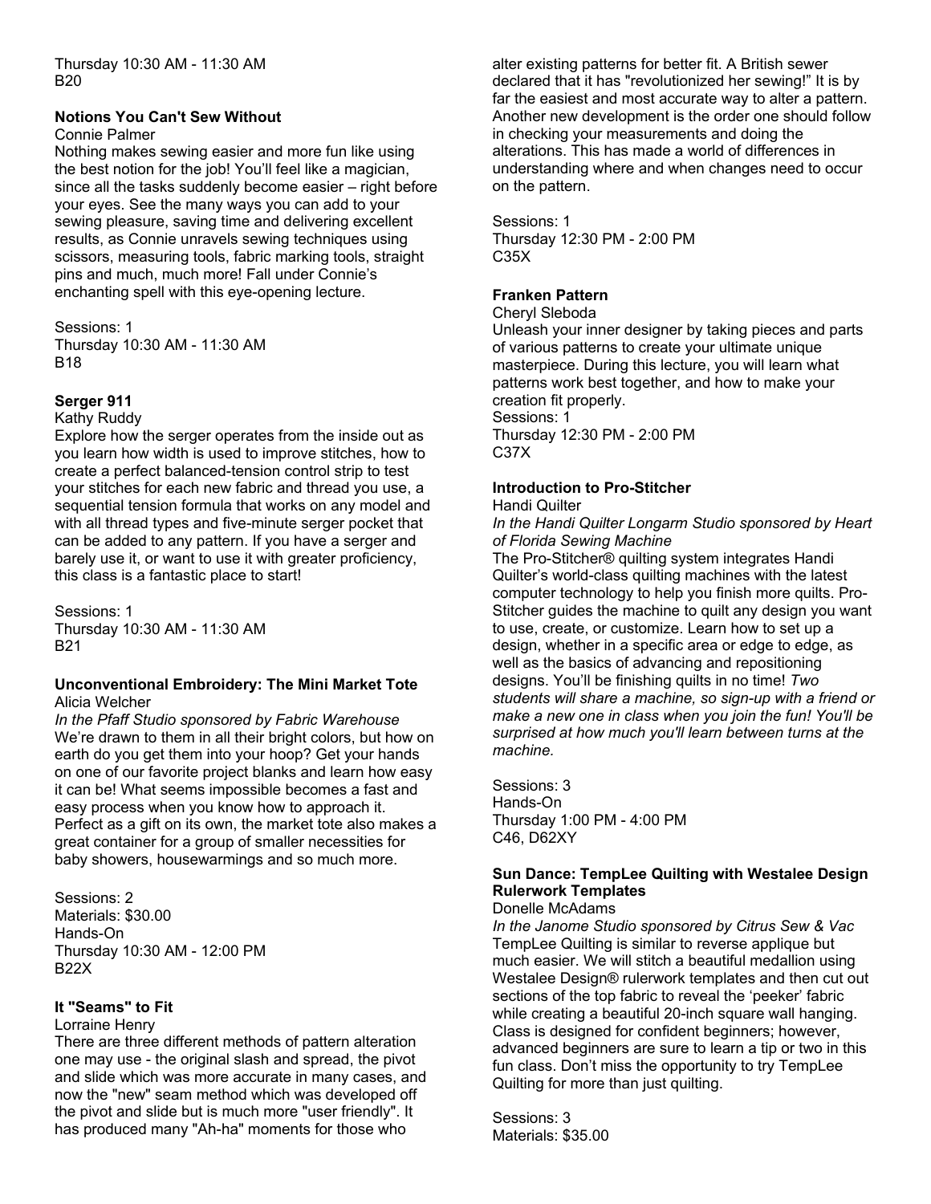Thursday 10:30 AM - 11:30 AM
B20

**Notions You Can't Sew Without**

Connie Palmer

Nothing makes sewing easier and more fun like using the best notion for the job! You'll feel like a magician, since all the tasks suddenly become easier – right before your eyes. See the many ways you can add to your sewing pleasure, saving time and delivering excellent results, as Connie unravels sewing techniques using scissors, measuring tools, fabric marking tools, straight pins and much, much more! Fall under Connie's enchanting spell with this eye-opening lecture.

Sessions: 1
Thursday 10:30 AM - 11:30 AM
B18

**Serger 911**

Kathy Ruddy

Explore how the serger operates from the inside out as you learn how width is used to improve stitches, how to create a perfect balanced-tension control strip to test your stitches for each new fabric and thread you use, a sequential tension formula that works on any model and with all thread types and five-minute serger pocket that can be added to any pattern. If you have a serger and barely use it, or want to use it with greater proficiency, this class is a fantastic place to start!

Sessions: 1
Thursday 10:30 AM - 11:30 AM
B21

**Unconventional Embroidery: The Mini Market Tote**

Alicia Welcher

*In the Pfaff Studio sponsored by Fabric Warehouse*

We're drawn to them in all their bright colors, but how on earth do you get them into your hoop? Get your hands on one of our favorite project blanks and learn how easy it can be! What seems impossible becomes a fast and easy process when you know how to approach it. Perfect as a gift on its own, the market tote also makes a great container for a group of smaller necessities for baby showers, housewarmings and so much more.

Sessions: 2
Materials: $30.00
Hands-On
Thursday 10:30 AM - 12:00 PM
B22X

**It "Seams" to Fit**

Lorraine Henry

There are three different methods of pattern alteration one may use - the original slash and spread, the pivot and slide which was more accurate in many cases, and now the "new" seam method which was developed off the pivot and slide but is much more "user friendly". It has produced many "Ah-ha" moments for those who alter existing patterns for better fit. A British sewer declared that it has "revolutionized her sewing!" It is by far the easiest and most accurate way to alter a pattern. Another new development is the order one should follow in checking your measurements and doing the alterations. This has made a world of differences in understanding where and when changes need to occur on the pattern.

Sessions: 1
Thursday 12:30 PM - 2:00 PM
C35X

**Franken Pattern**

Cheryl Sleboda

Unleash your inner designer by taking pieces and parts of various patterns to create your ultimate unique masterpiece. During this lecture, you will learn what patterns work best together, and how to make your creation fit properly.

Sessions: 1
Thursday 12:30 PM - 2:00 PM
C37X

**Introduction to Pro-Stitcher**

Handi Quilter

*In the Handi Quilter Longarm Studio sponsored by Heart of Florida Sewing Machine*

The Pro-Stitcher® quilting system integrates Handi Quilter's world-class quilting machines with the latest computer technology to help you finish more quilts. Pro-Stitcher guides the machine to quilt any design you want to use, create, or customize. Learn how to set up a design, whether in a specific area or edge to edge, as well as the basics of advancing and repositioning designs. You'll be finishing quilts in no time! *Two students will share a machine, so sign-up with a friend or make a new one in class when you join the fun! You'll be surprised at how much you'll learn between turns at the machine.*

Sessions: 3
Hands-On
Thursday 1:00 PM - 4:00 PM
C46, D62XY

**Sun Dance: TempLee Quilting with Westalee Design Rulerwork Templates**

Donelle McAdams

*In the Janome Studio sponsored by Citrus Sew & Vac*

TempLee Quilting is similar to reverse applique but much easier. We will stitch a beautiful medallion using Westalee Design® rulerwork templates and then cut out sections of the top fabric to reveal the 'peeker' fabric while creating a beautiful 20-inch square wall hanging. Class is designed for confident beginners; however, advanced beginners are sure to learn a tip or two in this fun class. Don't miss the opportunity to try TempLee Quilting for more than just quilting.

Sessions: 3
Materials: $35.00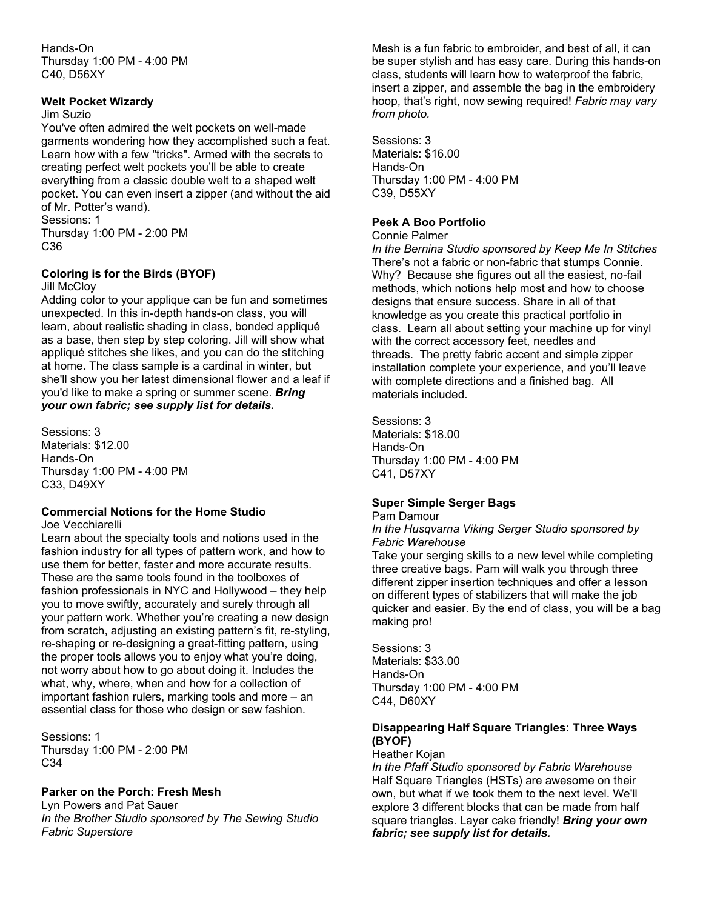Hands-On
Thursday 1:00 PM - 4:00 PM
C40, D56XY

**Welt Pocket Wizardy**

Jim Suzio

You've often admired the welt pockets on well-made garments wondering how they accomplished such a feat. Learn how with a few "tricks". Armed with the secrets to creating perfect welt pockets you'll be able to create everything from a classic double welt to a shaped welt pocket. You can even insert a zipper (and without the aid of Mr. Potter's wand).

Sessions: 1
Thursday 1:00 PM - 2:00 PM
C36

**Coloring is for the Birds (BYOF)**

Jill McCloy

Adding color to your applique can be fun and sometimes unexpected. In this in-depth hands-on class, you will learn, about realistic shading in class, bonded appliqué as a base, then step by step coloring. Jill will show what appliqué stitches she likes, and you can do the stitching at home. The class sample is a cardinal in winter, but she'll show you her latest dimensional flower and a leaf if you'd like to make a spring or summer scene. ***Bring your own fabric; see supply list for details.***

Sessions: 3
Materials: $12.00
Hands-On
Thursday 1:00 PM - 4:00 PM
C33, D49XY

**Commercial Notions for the Home Studio**

Joe Vecchiarelli

Learn about the specialty tools and notions used in the fashion industry for all types of pattern work, and how to use them for better, faster and more accurate results. These are the same tools found in the toolboxes of fashion professionals in NYC and Hollywood – they help you to move swiftly, accurately and surely through all your pattern work. Whether you're creating a new design from scratch, adjusting an existing pattern's fit, re-styling, re-shaping or re-designing a great-fitting pattern, using the proper tools allows you to enjoy what you're doing, not worry about how to go about doing it. Includes the what, why, where, when and how for a collection of important fashion rulers, marking tools and more – an essential class for those who design or sew fashion.

Sessions: 1
Thursday 1:00 PM - 2:00 PM
C34

**Parker on the Porch: Fresh Mesh**

Lyn Powers and Pat Sauer

*In the Brother Studio sponsored by The Sewing Studio Fabric Superstore*

Mesh is a fun fabric to embroider, and best of all, it can be super stylish and has easy care. During this hands-on class, students will learn how to waterproof the fabric, insert a zipper, and assemble the bag in the embroidery hoop, that's right, now sewing required! *Fabric may vary from photo.*

Sessions: 3
Materials: $16.00
Hands-On
Thursday 1:00 PM - 4:00 PM
C39, D55XY

**Peek A Boo Portfolio**

Connie Palmer

*In the Bernina Studio sponsored by Keep Me In Stitches*

There's not a fabric or non-fabric that stumps Connie. Why? Because she figures out all the easiest, no-fail methods, which notions help most and how to choose designs that ensure success. Share in all of that knowledge as you create this practical portfolio in class. Learn all about setting your machine up for vinyl with the correct accessory feet, needles and threads. The pretty fabric accent and simple zipper installation complete your experience, and you'll leave with complete directions and a finished bag. All materials included.

Sessions: 3
Materials: $18.00
Hands-On
Thursday 1:00 PM - 4:00 PM
C41, D57XY

**Super Simple Serger Bags**

Pam Damour

*In the Husqvarna Viking Serger Studio sponsored by Fabric Warehouse*

Take your serging skills to a new level while completing three creative bags. Pam will walk you through three different zipper insertion techniques and offer a lesson on different types of stabilizers that will make the job quicker and easier. By the end of class, you will be a bag making pro!

Sessions: 3
Materials: $33.00
Hands-On
Thursday 1:00 PM - 4:00 PM
C44, D60XY

**Disappearing Half Square Triangles: Three Ways (BYOF)**

Heather Kojan

*In the Pfaff Studio sponsored by Fabric Warehouse*

Half Square Triangles (HSTs) are awesome on their own, but what if we took them to the next level. We'll explore 3 different blocks that can be made from half square triangles. Layer cake friendly! ***Bring your own fabric; see supply list for details.***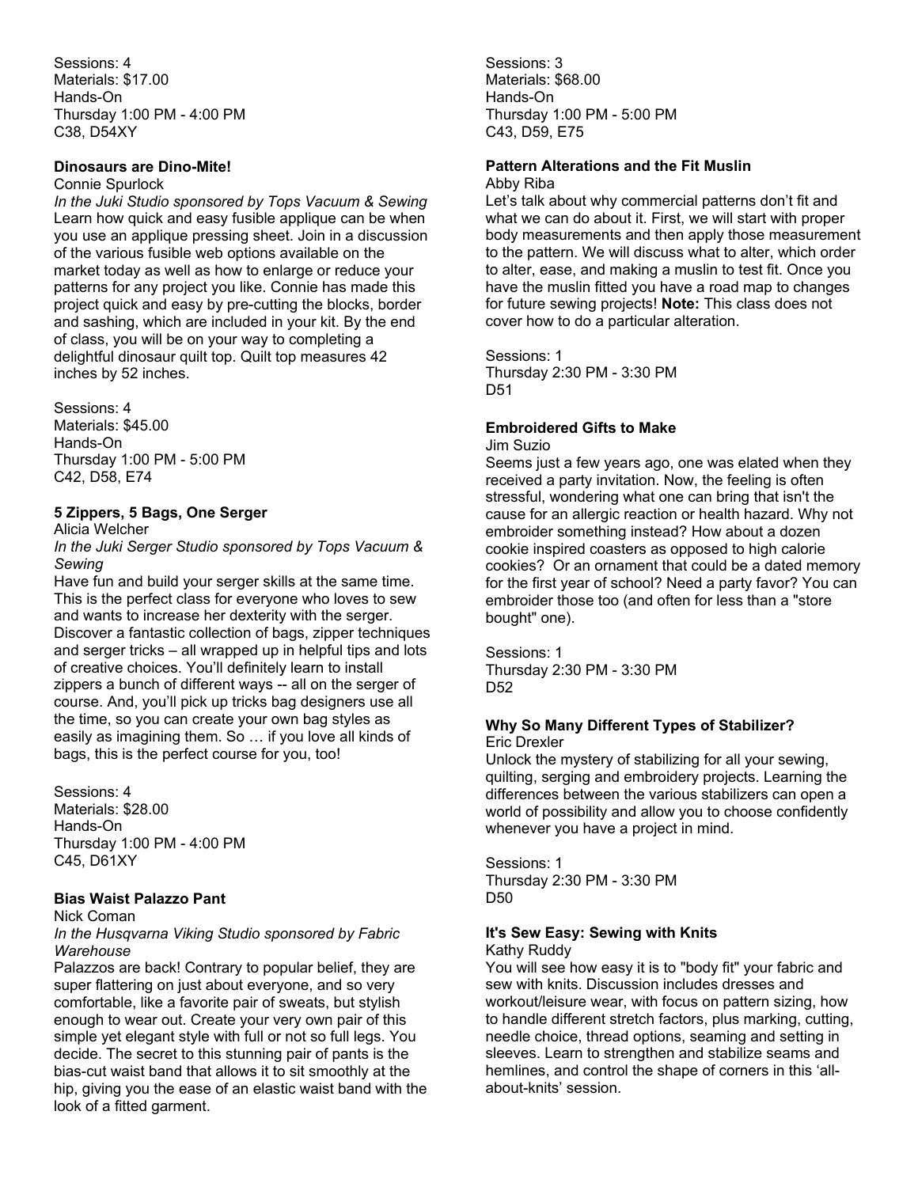Sessions: 4
Materials: $17.00
Hands-On
Thursday 1:00 PM - 4:00 PM
C38, D54XY

**Dinosaurs are Dino-Mite!**

Connie Spurlock

*In the Juki Studio sponsored by Tops Vacuum & Sewing*

Learn how quick and easy fusible applique can be when you use an applique pressing sheet. Join in a discussion of the various fusible web options available on the market today as well as how to enlarge or reduce your patterns for any project you like. Connie has made this project quick and easy by pre-cutting the blocks, border and sashing, which are included in your kit. By the end of class, you will be on your way to completing a delightful dinosaur quilt top. Quilt top measures 42 inches by 52 inches.

Sessions: 4
Materials: $45.00
Hands-On
Thursday 1:00 PM - 5:00 PM
C42, D58, E74

**5 Zippers, 5 Bags, One Serger**

Alicia Welcher

*In the Juki Serger Studio sponsored by Tops Vacuum & Sewing*

Have fun and build your serger skills at the same time. This is the perfect class for everyone who loves to sew and wants to increase her dexterity with the serger. Discover a fantastic collection of bags, zipper techniques and serger tricks – all wrapped up in helpful tips and lots of creative choices. You'll definitely learn to install zippers a bunch of different ways -- all on the serger of course. And, you'll pick up tricks bag designers use all the time, so you can create your own bag styles as easily as imagining them. So … if you love all kinds of bags, this is the perfect course for you, too!

Sessions: 4
Materials: $28.00
Hands-On
Thursday 1:00 PM - 4:00 PM
C45, D61XY

**Bias Waist Palazzo Pant**

Nick Coman

*In the Husqvarna Viking Studio sponsored by Fabric Warehouse*

Palazzos are back! Contrary to popular belief, they are super flattering on just about everyone, and so very comfortable, like a favorite pair of sweats, but stylish enough to wear out. Create your very own pair of this simple yet elegant style with full or not so full legs. You decide. The secret to this stunning pair of pants is the bias-cut waist band that allows it to sit smoothly at the hip, giving you the ease of an elastic waist band with the look of a fitted garment.

Sessions: 3
Materials: $68.00
Hands-On
Thursday 1:00 PM - 5:00 PM
C43, D59, E75

**Pattern Alterations and the Fit Muslin**

Abby Riba

Let's talk about why commercial patterns don't fit and what we can do about it. First, we will start with proper body measurements and then apply those measurement to the pattern. We will discuss what to alter, which order to alter, ease, and making a muslin to test fit. Once you have the muslin fitted you have a road map to changes for future sewing projects! **Note:** This class does not cover how to do a particular alteration.

Sessions: 1
Thursday 2:30 PM - 3:30 PM
D51

**Embroidered Gifts to Make**

Jim Suzio

Seems just a few years ago, one was elated when they received a party invitation. Now, the feeling is often stressful, wondering what one can bring that isn't the cause for an allergic reaction or health hazard. Why not embroider something instead? How about a dozen cookie inspired coasters as opposed to high calorie cookies? Or an ornament that could be a dated memory for the first year of school? Need a party favor? You can embroider those too (and often for less than a "store bought" one).

Sessions: 1
Thursday 2:30 PM - 3:30 PM
D52

**Why So Many Different Types of Stabilizer?**

Eric Drexler

Unlock the mystery of stabilizing for all your sewing, quilting, serging and embroidery projects. Learning the differences between the various stabilizers can open a world of possibility and allow you to choose confidently whenever you have a project in mind.

Sessions: 1
Thursday 2:30 PM - 3:30 PM
D50

**It's Sew Easy: Sewing with Knits**

Kathy Ruddy

You will see how easy it is to "body fit" your fabric and sew with knits. Discussion includes dresses and workout/leisure wear, with focus on pattern sizing, how to handle different stretch factors, plus marking, cutting, needle choice, thread options, seaming and setting in sleeves. Learn to strengthen and stabilize seams and hemlines, and control the shape of corners in this 'all-about-knits' session.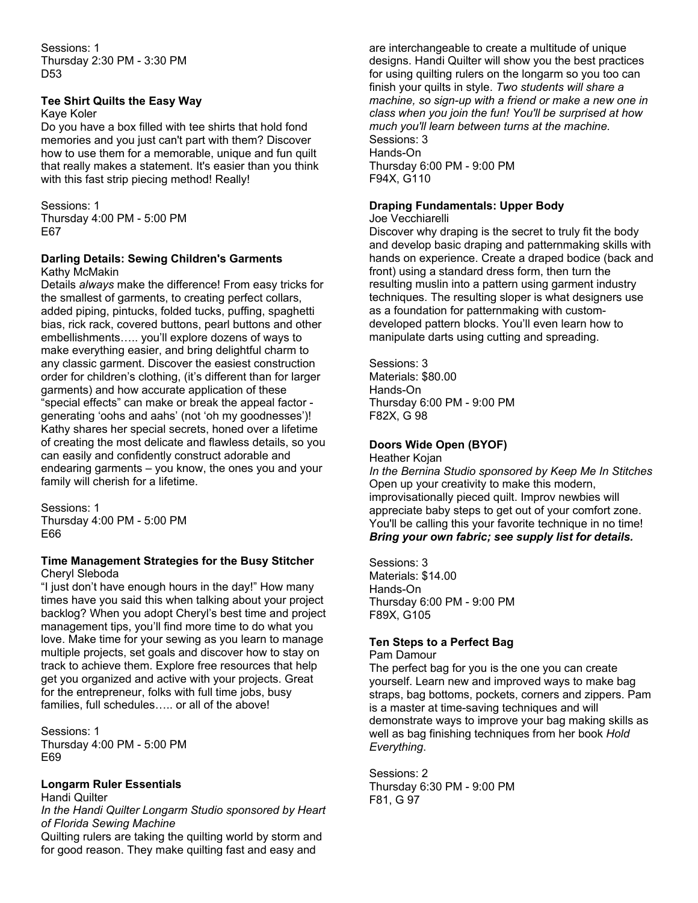Sessions: 1
Thursday 2:30 PM - 3:30 PM
D53

### Tee Shirt Quilts the Easy Way

Kaye Koler

Do you have a box filled with tee shirts that hold fond memories and you just can't part with them? Discover how to use them for a memorable, unique and fun quilt that really makes a statement. It's easier than you think with this fast strip piecing method! Really!

Sessions: 1
Thursday 4:00 PM - 5:00 PM
E67

### Darling Details: Sewing Children's Garments

Kathy McMakin

Details *always* make the difference! From easy tricks for the smallest of garments, to creating perfect collars, added piping, pintucks, folded tucks, puffing, spaghetti bias, rick rack, covered buttons, pearl buttons and other embellishments….. you'll explore dozens of ways to make everything easier, and bring delightful charm to any classic garment. Discover the easiest construction order for children's clothing, (it's different than for larger garments) and how accurate application of these "special effects" can make or break the appeal factor - generating 'oohs and aahs' (not 'oh my goodnesses')! Kathy shares her special secrets, honed over a lifetime of creating the most delicate and flawless details, so you can easily and confidently construct adorable and endearing garments – you know, the ones you and your family will cherish for a lifetime.

Sessions: 1
Thursday 4:00 PM - 5:00 PM
E66

### Time Management Strategies for the Busy Stitcher

Cheryl Sleboda

"I just don't have enough hours in the day!" How many times have you said this when talking about your project backlog? When you adopt Cheryl's best time and project management tips, you'll find more time to do what you love. Make time for your sewing as you learn to manage multiple projects, set goals and discover how to stay on track to achieve them. Explore free resources that help get you organized and active with your projects. Great for the entrepreneur, folks with full time jobs, busy families, full schedules….. or all of the above!

Sessions: 1
Thursday 4:00 PM - 5:00 PM
E69

### Longarm Ruler Essentials

Handi Quilter

*In the Handi Quilter Longarm Studio sponsored by Heart of Florida Sewing Machine*

Quilting rulers are taking the quilting world by storm and for good reason. They make quilting fast and easy and are interchangeable to create a multitude of unique designs. Handi Quilter will show you the best practices for using quilting rulers on the longarm so you too can finish your quilts in style. *Two students will share a machine, so sign-up with a friend or make a new one in class when you join the fun! You'll be surprised at how much you'll learn between turns at the machine.*

Sessions: 3
Hands-On
Thursday 6:00 PM - 9:00 PM
F94X, G110

### Draping Fundamentals: Upper Body

Joe Vecchiarelli

Discover why draping is the secret to truly fit the body and develop basic draping and patternmaking skills with hands on experience. Create a draped bodice (back and front) using a standard dress form, then turn the resulting muslin into a pattern using garment industry techniques. The resulting sloper is what designers use as a foundation for patternmaking with custom-developed pattern blocks. You'll even learn how to manipulate darts using cutting and spreading.

Sessions: 3
Materials: $80.00
Hands-On
Thursday 6:00 PM - 9:00 PM
F82X, G 98

### Doors Wide Open (BYOF)

Heather Kojan

*In the Bernina Studio sponsored by Keep Me In Stitches*

Open up your creativity to make this modern, improvisationally pieced quilt. Improv newbies will appreciate baby steps to get out of your comfort zone. You'll be calling this your favorite technique in no time! ***Bring your own fabric; see supply list for details.***

Sessions: 3
Materials: $14.00
Hands-On
Thursday 6:00 PM - 9:00 PM
F89X, G105

### Ten Steps to a Perfect Bag

Pam Damour

The perfect bag for you is the one you can create yourself. Learn new and improved ways to make bag straps, bag bottoms, pockets, corners and zippers. Pam is a master at time-saving techniques and will demonstrate ways to improve your bag making skills as well as bag finishing techniques from her book *Hold Everything*.

Sessions: 2
Thursday 6:30 PM - 9:00 PM
F81, G 97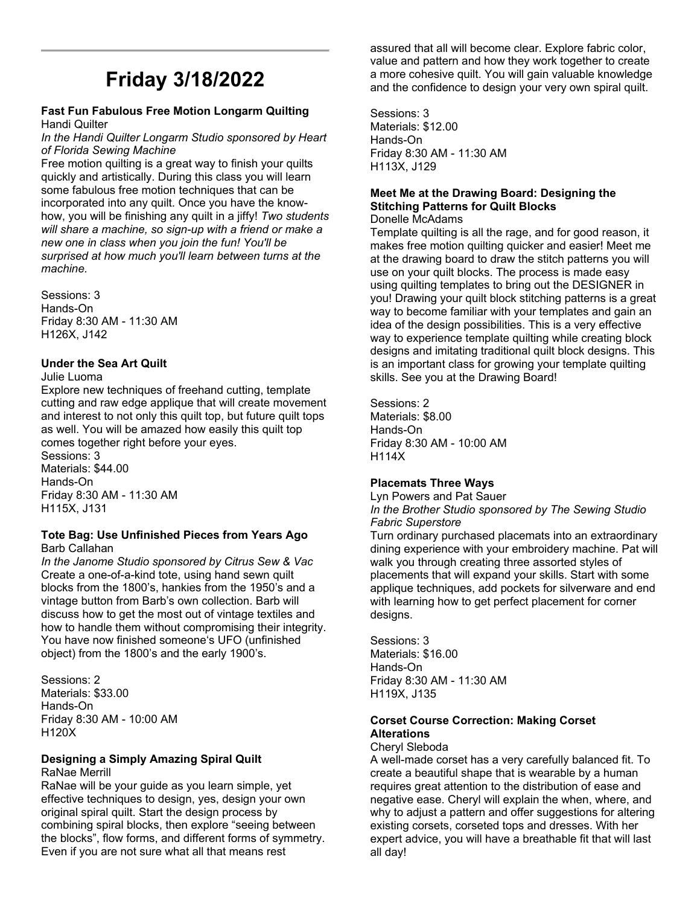# Friday 3/18/2022

**Fast Fun Fabulous Free Motion Longarm Quilting**
Handi Quilter
*In the Handi Quilter Longarm Studio sponsored by Heart of Florida Sewing Machine*
Free motion quilting is a great way to finish your quilts quickly and artistically. During this class you will learn some fabulous free motion techniques that can be incorporated into any quilt. Once you have the know-how, you will be finishing any quilt in a jiffy! *Two students will share a machine, so sign-up with a friend or make a new one in class when you join the fun! You'll be surprised at how much you'll learn between turns at the machine.*

Sessions: 3
Hands-On
Friday 8:30 AM - 11:30 AM
H126X, J142

**Under the Sea Art Quilt**
Julie Luoma
Explore new techniques of freehand cutting, template cutting and raw edge applique that will create movement and interest to not only this quilt top, but future quilt tops as well. You will be amazed how easily this quilt top comes together right before your eyes.
Sessions: 3
Materials: $44.00
Hands-On
Friday 8:30 AM - 11:30 AM
H115X, J131

**Tote Bag: Use Unfinished Pieces from Years Ago**
Barb Callahan
*In the Janome Studio sponsored by Citrus Sew & Vac*
Create a one-of-a-kind tote, using hand sewn quilt blocks from the 1800's, hankies from the 1950's and a vintage button from Barb's own collection. Barb will discuss how to get the most out of vintage textiles and how to handle them without compromising their integrity. You have now finished someone's UFO (unfinished object) from the 1800's and the early 1900's.

Sessions: 2
Materials: $33.00
Hands-On
Friday 8:30 AM - 10:00 AM
H120X

**Designing a Simply Amazing Spiral Quilt**
RaNae Merrill
RaNae will be your guide as you learn simple, yet effective techniques to design, yes, design your own original spiral quilt. Start the design process by combining spiral blocks, then explore "seeing between the blocks", flow forms, and different forms of symmetry. Even if you are not sure what all that means rest assured that all will become clear. Explore fabric color, value and pattern and how they work together to create a more cohesive quilt. You will gain valuable knowledge and the confidence to design your very own spiral quilt.

Sessions: 3
Materials: $12.00
Hands-On
Friday 8:30 AM - 11:30 AM
H113X, J129

**Meet Me at the Drawing Board: Designing the Stitching Patterns for Quilt Blocks**
Donelle McAdams
Template quilting is all the rage, and for good reason, it makes free motion quilting quicker and easier! Meet me at the drawing board to draw the stitch patterns you will use on your quilt blocks. The process is made easy using quilting templates to bring out the DESIGNER in you! Drawing your quilt block stitching patterns is a great way to become familiar with your templates and gain an idea of the design possibilities. This is a very effective way to experience template quilting while creating block designs and imitating traditional quilt block designs. This is an important class for growing your template quilting skills. See you at the Drawing Board!

Sessions: 2
Materials: $8.00
Hands-On
Friday 8:30 AM - 10:00 AM
H114X

**Placemats Three Ways**
Lyn Powers and Pat Sauer
*In the Brother Studio sponsored by The Sewing Studio Fabric Superstore*
Turn ordinary purchased placemats into an extraordinary dining experience with your embroidery machine. Pat will walk you through creating three assorted styles of placements that will expand your skills. Start with some applique techniques, add pockets for silverware and end with learning how to get perfect placement for corner designs.

Sessions: 3
Materials: $16.00
Hands-On
Friday 8:30 AM - 11:30 AM
H119X, J135

**Corset Course Correction: Making Corset Alterations**
Cheryl Sleboda
A well-made corset has a very carefully balanced fit. To create a beautiful shape that is wearable by a human requires great attention to the distribution of ease and negative ease. Cheryl will explain the when, where, and why to adjust a pattern and offer suggestions for altering existing corsets, corseted tops and dresses. With her expert advice, you will have a breathable fit that will last all day!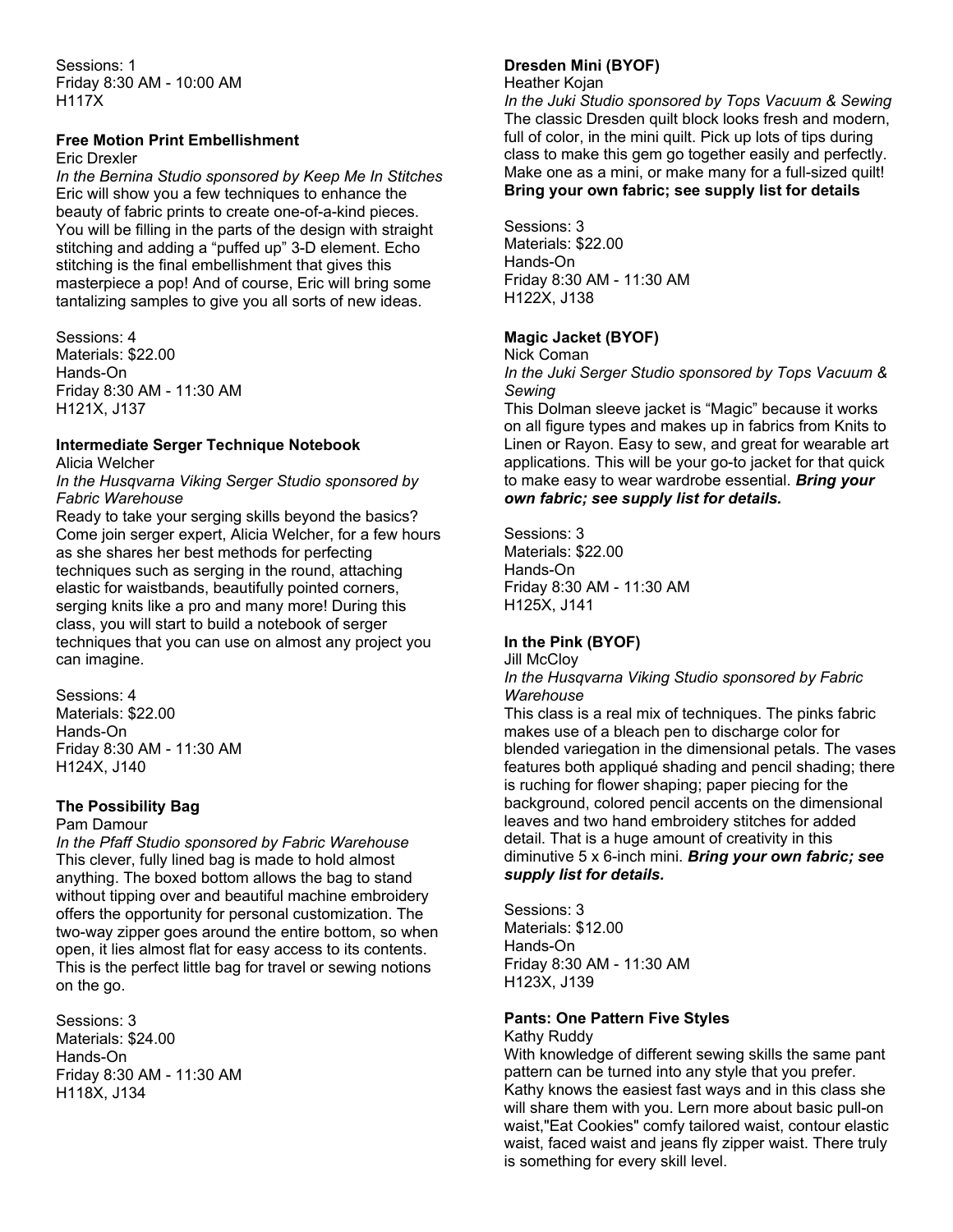Sessions: 1
Friday 8:30 AM - 10:00 AM
H117X

**Free Motion Print Embellishment**
Eric Drexler
*In the Bernina Studio sponsored by Keep Me In Stitches*
Eric will show you a few techniques to enhance the beauty of fabric prints to create one-of-a-kind pieces. You will be filling in the parts of the design with straight stitching and adding a "puffed up" 3-D element. Echo stitching is the final embellishment that gives this masterpiece a pop! And of course, Eric will bring some tantalizing samples to give you all sorts of new ideas.

Sessions: 4
Materials: $22.00
Hands-On
Friday 8:30 AM - 11:30 AM
H121X, J137

**Intermediate Serger Technique Notebook**
Alicia Welcher
*In the Husqvarna Viking Serger Studio sponsored by Fabric Warehouse*
Ready to take your serging skills beyond the basics? Come join serger expert, Alicia Welcher, for a few hours as she shares her best methods for perfecting techniques such as serging in the round, attaching elastic for waistbands, beautifully pointed corners, serging knits like a pro and many more! During this class, you will start to build a notebook of serger techniques that you can use on almost any project you can imagine.

Sessions: 4
Materials: $22.00
Hands-On
Friday 8:30 AM - 11:30 AM
H124X, J140

**The Possibility Bag**
Pam Damour
*In the Pfaff Studio sponsored by Fabric Warehouse*
This clever, fully lined bag is made to hold almost anything. The boxed bottom allows the bag to stand without tipping over and beautiful machine embroidery offers the opportunity for personal customization. The two-way zipper goes around the entire bottom, so when open, it lies almost flat for easy access to its contents. This is the perfect little bag for travel or sewing notions on the go.

Sessions: 3
Materials: $24.00
Hands-On
Friday 8:30 AM - 11:30 AM
H118X, J134

**Dresden Mini (BYOF)**
Heather Kojan
*In the Juki Studio sponsored by Tops Vacuum & Sewing*
The classic Dresden quilt block looks fresh and modern, full of color, in the mini quilt. Pick up lots of tips during class to make this gem go together easily and perfectly. Make one as a mini, or make many for a full-sized quilt!
**Bring your own fabric; see supply list for details**

Sessions: 3
Materials: $22.00
Hands-On
Friday 8:30 AM - 11:30 AM
H122X, J138

**Magic Jacket (BYOF)**
Nick Coman
*In the Juki Serger Studio sponsored by Tops Vacuum & Sewing*
This Dolman sleeve jacket is "Magic" because it works on all figure types and makes up in fabrics from Knits to Linen or Rayon. Easy to sew, and great for wearable art applications. This will be your go-to jacket for that quick to make easy to wear wardrobe essential. ***Bring your own fabric; see supply list for details.***

Sessions: 3
Materials: $22.00
Hands-On
Friday 8:30 AM - 11:30 AM
H125X, J141

**In the Pink (BYOF)**
Jill McCloy
*In the Husqvarna Viking Studio sponsored by Fabric Warehouse*
This class is a real mix of techniques. The pinks fabric makes use of a bleach pen to discharge color for blended variegation in the dimensional petals. The vases features both appliqué shading and pencil shading; there is ruching for flower shaping; paper piecing for the background, colored pencil accents on the dimensional leaves and two hand embroidery stitches for added detail. That is a huge amount of creativity in this diminutive 5 x 6-inch mini. ***Bring your own fabric; see supply list for details.***

Sessions: 3
Materials: $12.00
Hands-On
Friday 8:30 AM - 11:30 AM
H123X, J139

**Pants: One Pattern Five Styles**
Kathy Ruddy
With knowledge of different sewing skills the same pant pattern can be turned into any style that you prefer. Kathy knows the easiest fast ways and in this class she will share them with you. Lern more about basic pull-on waist,"Eat Cookies" comfy tailored waist, contour elastic waist, faced waist and jeans fly zipper waist. There truly is something for every skill level.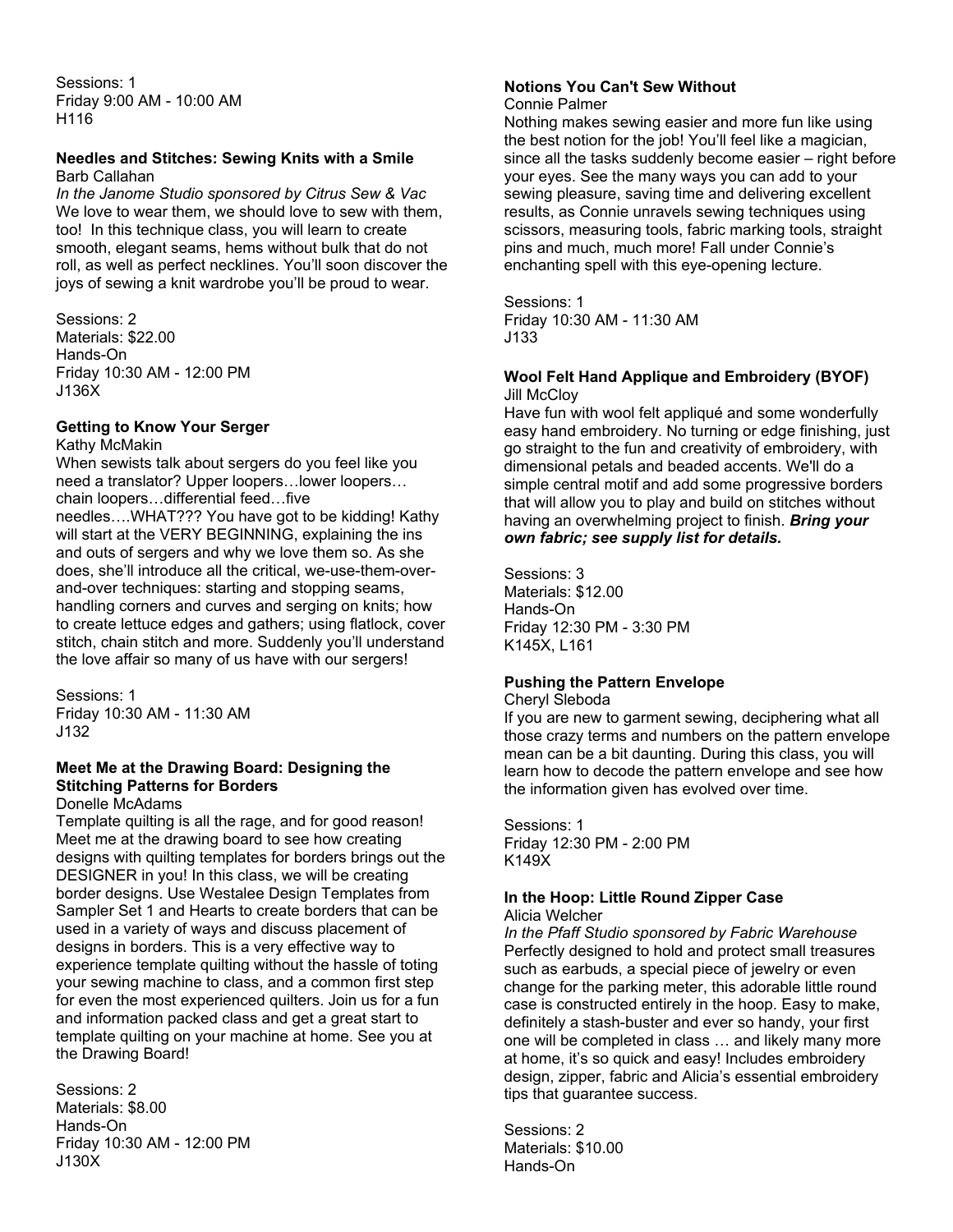Sessions: 1
Friday 9:00 AM - 10:00 AM
H116

### Needles and Stitches: Sewing Knits with a Smile

Barb Callahan

*In the Janome Studio sponsored by Citrus Sew & Vac*
We love to wear them, we should love to sew with them, too! In this technique class, you will learn to create smooth, elegant seams, hems without bulk that do not roll, as well as perfect necklines. You'll soon discover the joys of sewing a knit wardrobe you'll be proud to wear.

Sessions: 2
Materials: $22.00
Hands-On
Friday 10:30 AM - 12:00 PM
J136X

### Getting to Know Your Serger

Kathy McMakin

When sewists talk about sergers do you feel like you need a translator? Upper loopers…lower loopers… chain loopers…differential feed…five needles….WHAT??? You have got to be kidding! Kathy will start at the VERY BEGINNING, explaining the ins and outs of sergers and why we love them so. As she does, she'll introduce all the critical, we-use-them-over-and-over techniques: starting and stopping seams, handling corners and curves and serging on knits; how to create lettuce edges and gathers; using flatlock, cover stitch, chain stitch and more. Suddenly you'll understand the love affair so many of us have with our sergers!

Sessions: 1
Friday 10:30 AM - 11:30 AM
J132

### Meet Me at the Drawing Board: Designing the Stitching Patterns for Borders

Donelle McAdams

Template quilting is all the rage, and for good reason! Meet me at the drawing board to see how creating designs with quilting templates for borders brings out the DESIGNER in you! In this class, we will be creating border designs. Use Westalee Design Templates from Sampler Set 1 and Hearts to create borders that can be used in a variety of ways and discuss placement of designs in borders. This is a very effective way to experience template quilting without the hassle of toting your sewing machine to class, and a common first step for even the most experienced quilters. Join us for a fun and information packed class and get a great start to template quilting on your machine at home. See you at the Drawing Board!

Sessions: 2
Materials: $8.00
Hands-On
Friday 10:30 AM - 12:00 PM
J130X

### Notions You Can't Sew Without

Connie Palmer

Nothing makes sewing easier and more fun like using the best notion for the job! You'll feel like a magician, since all the tasks suddenly become easier – right before your eyes. See the many ways you can add to your sewing pleasure, saving time and delivering excellent results, as Connie unravels sewing techniques using scissors, measuring tools, fabric marking tools, straight pins and much, much more! Fall under Connie's enchanting spell with this eye-opening lecture.

Sessions: 1
Friday 10:30 AM - 11:30 AM
J133

### Wool Felt Hand Applique and Embroidery (BYOF)

Jill McCloy

Have fun with wool felt appliqué and some wonderfully easy hand embroidery. No turning or edge finishing, just go straight to the fun and creativity of embroidery, with dimensional petals and beaded accents. We'll do a simple central motif and add some progressive borders that will allow you to play and build on stitches without having an overwhelming project to finish. ***Bring your own fabric; see supply list for details.***

Sessions: 3
Materials: $12.00
Hands-On
Friday 12:30 PM - 3:30 PM
K145X, L161

### Pushing the Pattern Envelope

Cheryl Sleboda

If you are new to garment sewing, deciphering what all those crazy terms and numbers on the pattern envelope mean can be a bit daunting. During this class, you will learn how to decode the pattern envelope and see how the information given has evolved over time.

Sessions: 1
Friday 12:30 PM - 2:00 PM
K149X

### In the Hoop: Little Round Zipper Case

Alicia Welcher

*In the Pfaff Studio sponsored by Fabric Warehouse*
Perfectly designed to hold and protect small treasures such as earbuds, a special piece of jewelry or even change for the parking meter, this adorable little round case is constructed entirely in the hoop. Easy to make, definitely a stash-buster and ever so handy, your first one will be completed in class … and likely many more at home, it's so quick and easy! Includes embroidery design, zipper, fabric and Alicia's essential embroidery tips that guarantee success.

Sessions: 2
Materials: $10.00
Hands-On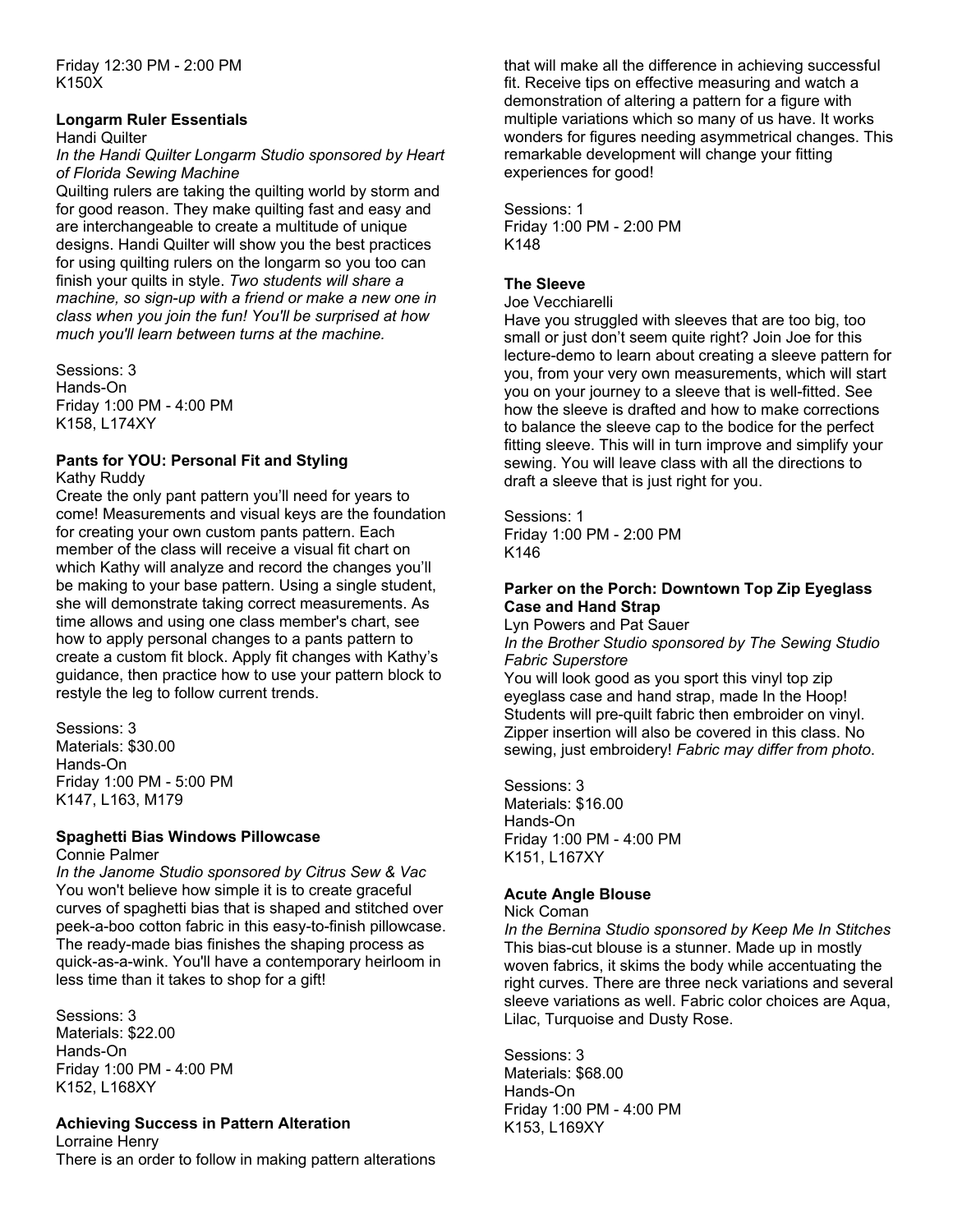Friday 12:30 PM - 2:00 PM
K150X

### Longarm Ruler Essentials

Handi Quilter
*In the Handi Quilter Longarm Studio sponsored by Heart of Florida Sewing Machine*
Quilting rulers are taking the quilting world by storm and for good reason. They make quilting fast and easy and are interchangeable to create a multitude of unique designs. Handi Quilter will show you the best practices for using quilting rulers on the longarm so you too can finish your quilts in style. *Two students will share a machine, so sign-up with a friend or make a new one in class when you join the fun! You'll be surprised at how much you'll learn between turns at the machine.*

Sessions: 3
Hands-On
Friday 1:00 PM - 4:00 PM
K158, L174XY

### Pants for YOU: Personal Fit and Styling

Kathy Ruddy
Create the only pant pattern you'll need for years to come! Measurements and visual keys are the foundation for creating your own custom pants pattern. Each member of the class will receive a visual fit chart on which Kathy will analyze and record the changes you'll be making to your base pattern. Using a single student, she will demonstrate taking correct measurements. As time allows and using one class member's chart, see how to apply personal changes to a pants pattern to create a custom fit block. Apply fit changes with Kathy's guidance, then practice how to use your pattern block to restyle the leg to follow current trends.

Sessions: 3
Materials: $30.00
Hands-On
Friday 1:00 PM - 5:00 PM
K147, L163, M179

### Spaghetti Bias Windows Pillowcase

Connie Palmer
*In the Janome Studio sponsored by Citrus Sew & Vac*
You won't believe how simple it is to create graceful curves of spaghetti bias that is shaped and stitched over peek-a-boo cotton fabric in this easy-to-finish pillowcase. The ready-made bias finishes the shaping process as quick-as-a-wink. You'll have a contemporary heirloom in less time than it takes to shop for a gift!

Sessions: 3
Materials: $22.00
Hands-On
Friday 1:00 PM - 4:00 PM
K152, L168XY

### Achieving Success in Pattern Alteration

Lorraine Henry
There is an order to follow in making pattern alterations that will make all the difference in achieving successful fit. Receive tips on effective measuring and watch a demonstration of altering a pattern for a figure with multiple variations which so many of us have. It works wonders for figures needing asymmetrical changes. This remarkable development will change your fitting experiences for good!

Sessions: 1
Friday 1:00 PM - 2:00 PM
K148

### The Sleeve

Joe Vecchiarelli
Have you struggled with sleeves that are too big, too small or just don't seem quite right? Join Joe for this lecture-demo to learn about creating a sleeve pattern for you, from your very own measurements, which will start you on your journey to a sleeve that is well-fitted. See how the sleeve is drafted and how to make corrections to balance the sleeve cap to the bodice for the perfect fitting sleeve. This will in turn improve and simplify your sewing. You will leave class with all the directions to draft a sleeve that is just right for you.

Sessions: 1
Friday 1:00 PM - 2:00 PM
K146

### Parker on the Porch: Downtown Top Zip Eyeglass Case and Hand Strap

Lyn Powers and Pat Sauer
*In the Brother Studio sponsored by The Sewing Studio Fabric Superstore*
You will look good as you sport this vinyl top zip eyeglass case and hand strap, made In the Hoop! Students will pre-quilt fabric then embroider on vinyl. Zipper insertion will also be covered in this class. No sewing, just embroidery! *Fabric may differ from photo*.

Sessions: 3
Materials: $16.00
Hands-On
Friday 1:00 PM - 4:00 PM
K151, L167XY

### Acute Angle Blouse

Nick Coman
*In the Bernina Studio sponsored by Keep Me In Stitches*
This bias-cut blouse is a stunner. Made up in mostly woven fabrics, it skims the body while accentuating the right curves. There are three neck variations and several sleeve variations as well. Fabric color choices are Aqua, Lilac, Turquoise and Dusty Rose.

Sessions: 3
Materials: $68.00
Hands-On
Friday 1:00 PM - 4:00 PM
K153, L169XY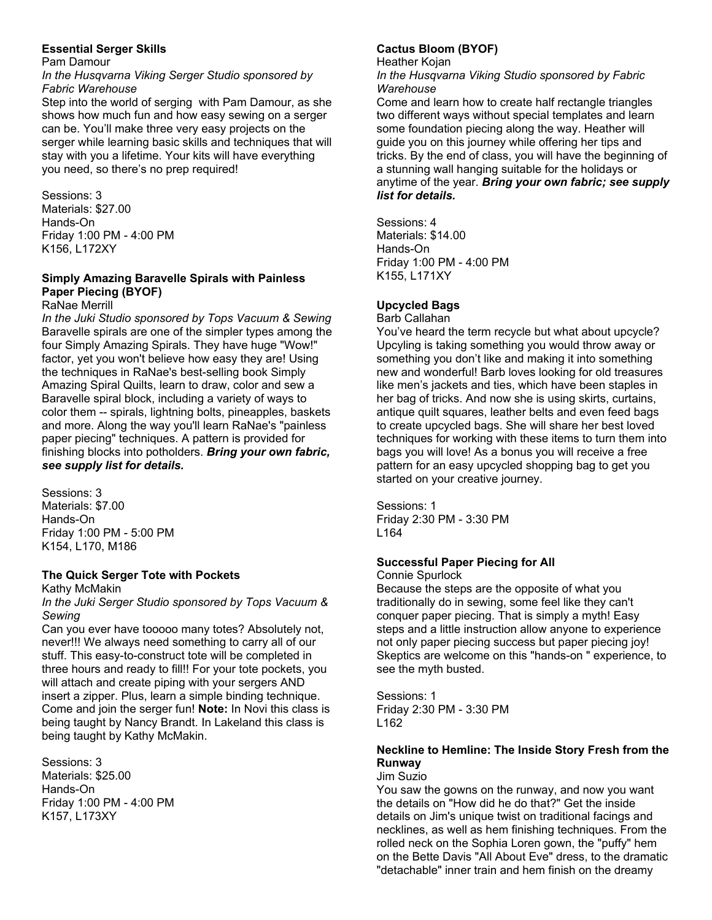### Essential Serger Skills

Pam Damour

*In the Husqvarna Viking Serger Studio sponsored by Fabric Warehouse*

Step into the world of serging with Pam Damour, as she shows how much fun and how easy sewing on a serger can be. You'll make three very easy projects on the serger while learning basic skills and techniques that will stay with you a lifetime. Your kits will have everything you need, so there's no prep required!

Sessions: 3
Materials: $27.00
Hands-On
Friday 1:00 PM - 4:00 PM
K156, L172XY

### Simply Amazing Baravelle Spirals with Painless Paper Piecing (BYOF)

RaNae Merrill

*In the Juki Studio sponsored by Tops Vacuum & Sewing*

Baravelle spirals are one of the simpler types among the four Simply Amazing Spirals. They have huge "Wow!" factor, yet you won't believe how easy they are! Using the techniques in RaNae's best-selling book Simply Amazing Spiral Quilts, learn to draw, color and sew a Baravelle spiral block, including a variety of ways to color them -- spirals, lightning bolts, pineapples, baskets and more. Along the way you'll learn RaNae's "painless paper piecing" techniques. A pattern is provided for finishing blocks into potholders. ***Bring your own fabric, see supply list for details.***

Sessions: 3
Materials: $7.00
Hands-On
Friday 1:00 PM - 5:00 PM
K154, L170, M186

### The Quick Serger Tote with Pockets

Kathy McMakin

*In the Juki Serger Studio sponsored by Tops Vacuum & Sewing*

Can you ever have tooooo many totes? Absolutely not, never!!! We always need something to carry all of our stuff. This easy-to-construct tote will be completed in three hours and ready to fill!! For your tote pockets, you will attach and create piping with your sergers AND insert a zipper. Plus, learn a simple binding technique. Come and join the serger fun! **Note:** In Novi this class is being taught by Nancy Brandt. In Lakeland this class is being taught by Kathy McMakin.

Sessions: 3
Materials: $25.00
Hands-On
Friday 1:00 PM - 4:00 PM
K157, L173XY

### Cactus Bloom (BYOF)

Heather Kojan

*In the Husqvarna Viking Studio sponsored by Fabric Warehouse*

Come and learn how to create half rectangle triangles two different ways without special templates and learn some foundation piecing along the way. Heather will guide you on this journey while offering her tips and tricks. By the end of class, you will have the beginning of a stunning wall hanging suitable for the holidays or anytime of the year. ***Bring your own fabric; see supply list for details.***

Sessions: 4
Materials: $14.00
Hands-On
Friday 1:00 PM - 4:00 PM
K155, L171XY

### Upcycled Bags

Barb Callahan

You've heard the term recycle but what about upcycle? Upcyling is taking something you would throw away or something you don't like and making it into something new and wonderful! Barb loves looking for old treasures like men's jackets and ties, which have been staples in her bag of tricks. And now she is using skirts, curtains, antique quilt squares, leather belts and even feed bags to create upcycled bags. She will share her best loved techniques for working with these items to turn them into bags you will love! As a bonus you will receive a free pattern for an easy upcycled shopping bag to get you started on your creative journey.

Sessions: 1
Friday 2:30 PM - 3:30 PM
L164

### Successful Paper Piecing for All

Connie Spurlock

Because the steps are the opposite of what you traditionally do in sewing, some feel like they can't conquer paper piecing. That is simply a myth! Easy steps and a little instruction allow anyone to experience not only paper piecing success but paper piecing joy! Skeptics are welcome on this "hands-on " experience, to see the myth busted.

Sessions: 1
Friday 2:30 PM - 3:30 PM
L162

### Neckline to Hemline: The Inside Story Fresh from the Runway

Jim Suzio

You saw the gowns on the runway, and now you want the details on "How did he do that?" Get the inside details on Jim's unique twist on traditional facings and necklines, as well as hem finishing techniques. From the rolled neck on the Sophia Loren gown, the "puffy" hem on the Bette Davis "All About Eve" dress, to the dramatic "detachable" inner train and hem finish on the dreamy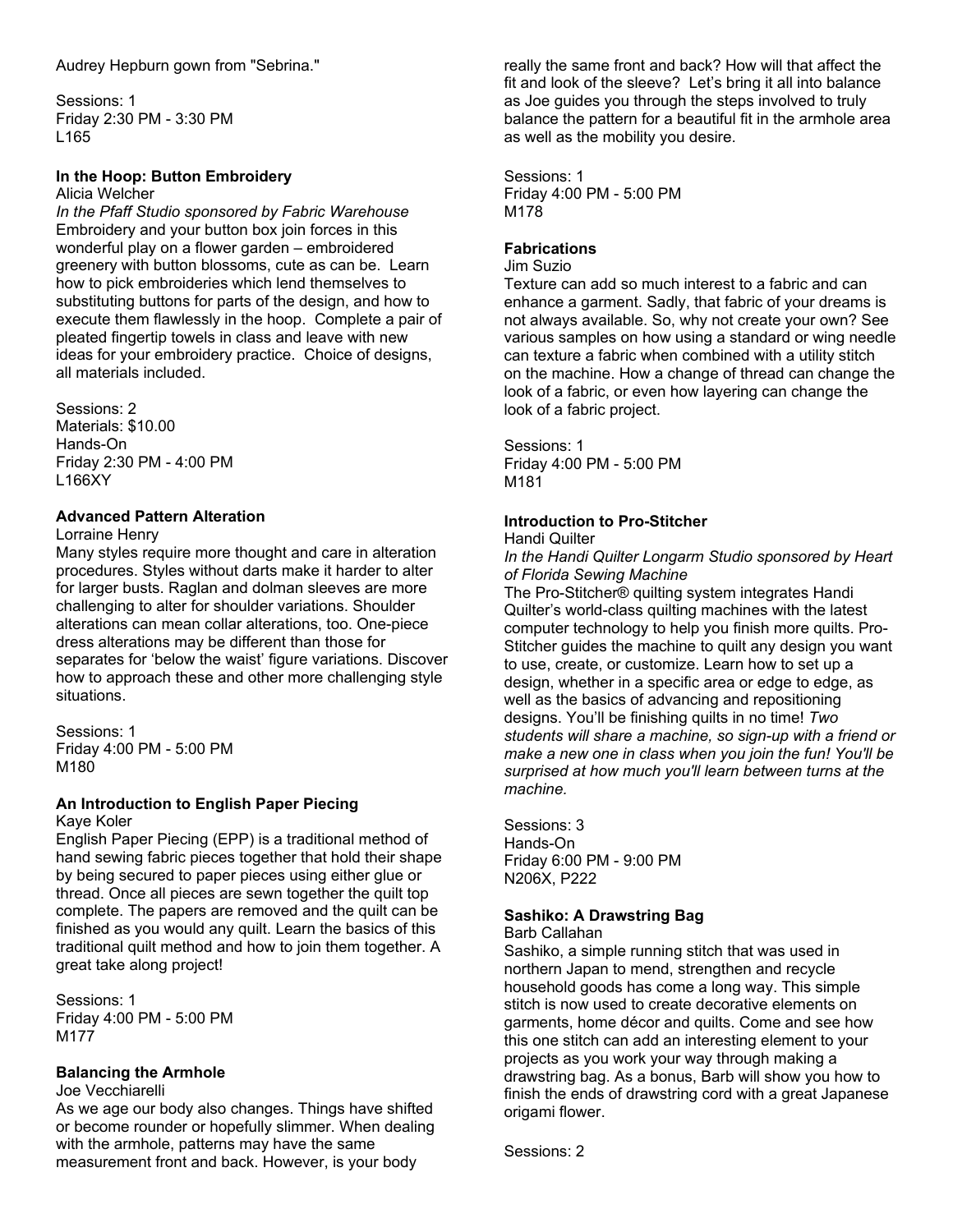Audrey Hepburn gown from "Sebrina."

Sessions: 1
Friday 2:30 PM - 3:30 PM
L165

### In the Hoop: Button Embroidery

Alicia Welcher

*In the Pfaff Studio sponsored by Fabric Warehouse*

Embroidery and your button box join forces in this wonderful play on a flower garden – embroidered greenery with button blossoms, cute as can be. Learn how to pick embroideries which lend themselves to substituting buttons for parts of the design, and how to execute them flawlessly in the hoop. Complete a pair of pleated fingertip towels in class and leave with new ideas for your embroidery practice. Choice of designs, all materials included.

Sessions: 2
Materials: $10.00
Hands-On
Friday 2:30 PM - 4:00 PM
L166XY

### Advanced Pattern Alteration

Lorraine Henry

Many styles require more thought and care in alteration procedures. Styles without darts make it harder to alter for larger busts. Raglan and dolman sleeves are more challenging to alter for shoulder variations. Shoulder alterations can mean collar alterations, too. One-piece dress alterations may be different than those for separates for 'below the waist' figure variations. Discover how to approach these and other more challenging style situations.

Sessions: 1
Friday 4:00 PM - 5:00 PM
M180

### An Introduction to English Paper Piecing

Kaye Koler

English Paper Piecing (EPP) is a traditional method of hand sewing fabric pieces together that hold their shape by being secured to paper pieces using either glue or thread. Once all pieces are sewn together the quilt top complete. The papers are removed and the quilt can be finished as you would any quilt. Learn the basics of this traditional quilt method and how to join them together. A great take along project!

Sessions: 1
Friday 4:00 PM - 5:00 PM
M177

### Balancing the Armhole

Joe Vecchiarelli

As we age our body also changes. Things have shifted or become rounder or hopefully slimmer. When dealing with the armhole, patterns may have the same measurement front and back. However, is your body really the same front and back? How will that affect the fit and look of the sleeve? Let's bring it all into balance as Joe guides you through the steps involved to truly balance the pattern for a beautiful fit in the armhole area as well as the mobility you desire.

Sessions: 1
Friday 4:00 PM - 5:00 PM
M178

### Fabrications

Jim Suzio

Texture can add so much interest to a fabric and can enhance a garment. Sadly, that fabric of your dreams is not always available. So, why not create your own? See various samples on how using a standard or wing needle can texture a fabric when combined with a utility stitch on the machine. How a change of thread can change the look of a fabric, or even how layering can change the look of a fabric project.

Sessions: 1
Friday 4:00 PM - 5:00 PM
M181

### Introduction to Pro-Stitcher

Handi Quilter

*In the Handi Quilter Longarm Studio sponsored by Heart of Florida Sewing Machine*

The Pro-Stitcher® quilting system integrates Handi Quilter's world-class quilting machines with the latest computer technology to help you finish more quilts. Pro-Stitcher guides the machine to quilt any design you want to use, create, or customize. Learn how to set up a design, whether in a specific area or edge to edge, as well as the basics of advancing and repositioning designs. You'll be finishing quilts in no time! *Two students will share a machine, so sign-up with a friend or make a new one in class when you join the fun! You'll be surprised at how much you'll learn between turns at the machine.*

Sessions: 3
Hands-On
Friday 6:00 PM - 9:00 PM
N206X, P222

### Sashiko: A Drawstring Bag

Barb Callahan

Sashiko, a simple running stitch that was used in northern Japan to mend, strengthen and recycle household goods has come a long way. This simple stitch is now used to create decorative elements on garments, home décor and quilts. Come and see how this one stitch can add an interesting element to your projects as you work your way through making a drawstring bag. As a bonus, Barb will show you how to finish the ends of drawstring cord with a great Japanese origami flower.

Sessions: 2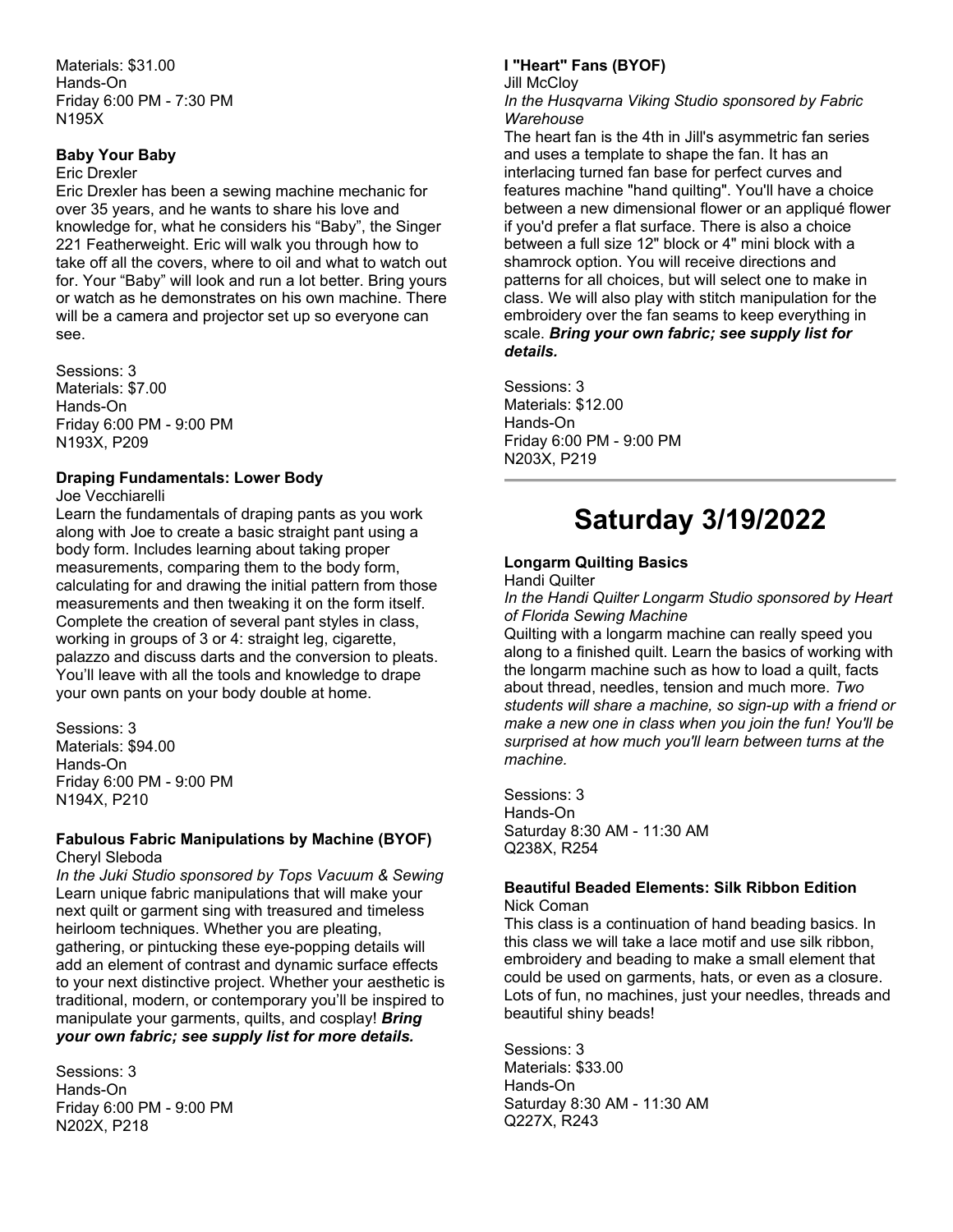Materials: $31.00
Hands-On
Friday 6:00 PM - 7:30 PM
N195X

**Baby Your Baby**

Eric Drexler

Eric Drexler has been a sewing machine mechanic for over 35 years, and he wants to share his love and knowledge for, what he considers his "Baby", the Singer 221 Featherweight. Eric will walk you through how to take off all the covers, where to oil and what to watch out for. Your "Baby" will look and run a lot better. Bring yours or watch as he demonstrates on his own machine. There will be a camera and projector set up so everyone can see.

Sessions: 3
Materials: $7.00
Hands-On
Friday 6:00 PM - 9:00 PM
N193X, P209

**Draping Fundamentals: Lower Body**

Joe Vecchiarelli

Learn the fundamentals of draping pants as you work along with Joe to create a basic straight pant using a body form. Includes learning about taking proper measurements, comparing them to the body form, calculating for and drawing the initial pattern from those measurements and then tweaking it on the form itself. Complete the creation of several pant styles in class, working in groups of 3 or 4: straight leg, cigarette, palazzo and discuss darts and the conversion to pleats. You'll leave with all the tools and knowledge to drape your own pants on your body double at home.

Sessions: 3
Materials: $94.00
Hands-On
Friday 6:00 PM - 9:00 PM
N194X, P210

**Fabulous Fabric Manipulations by Machine (BYOF)**

Cheryl Sleboda

*In the Juki Studio sponsored by Tops Vacuum & Sewing*

Learn unique fabric manipulations that will make your next quilt or garment sing with treasured and timeless heirloom techniques. Whether you are pleating, gathering, or pintucking these eye-popping details will add an element of contrast and dynamic surface effects to your next distinctive project. Whether your aesthetic is traditional, modern, or contemporary you'll be inspired to manipulate your garments, quilts, and cosplay! ***Bring your own fabric; see supply list for more details.***

Sessions: 3
Hands-On
Friday 6:00 PM - 9:00 PM
N202X, P218

**I "Heart" Fans (BYOF)**

Jill McCloy

*In the Husqvarna Viking Studio sponsored by Fabric Warehouse*

The heart fan is the 4th in Jill's asymmetric fan series and uses a template to shape the fan. It has an interlacing turned fan base for perfect curves and features machine "hand quilting". You'll have a choice between a new dimensional flower or an appliqué flower if you'd prefer a flat surface. There is also a choice between a full size 12" block or 4" mini block with a shamrock option. You will receive directions and patterns for all choices, but will select one to make in class. We will also play with stitch manipulation for the embroidery over the fan seams to keep everything in scale. ***Bring your own fabric; see supply list for details.***

Sessions: 3
Materials: $12.00
Hands-On
Friday 6:00 PM - 9:00 PM
N203X, P219

---

# Saturday 3/19/2022

**Longarm Quilting Basics**

Handi Quilter

*In the Handi Quilter Longarm Studio sponsored by Heart of Florida Sewing Machine*

Quilting with a longarm machine can really speed you along to a finished quilt. Learn the basics of working with the longarm machine such as how to load a quilt, facts about thread, needles, tension and much more. *Two students will share a machine, so sign-up with a friend or make a new one in class when you join the fun! You'll be surprised at how much you'll learn between turns at the machine.*

Sessions: 3
Hands-On
Saturday 8:30 AM - 11:30 AM
Q238X, R254

**Beautiful Beaded Elements: Silk Ribbon Edition**

Nick Coman

This class is a continuation of hand beading basics. In this class we will take a lace motif and use silk ribbon, embroidery and beading to make a small element that could be used on garments, hats, or even as a closure. Lots of fun, no machines, just your needles, threads and beautiful shiny beads!

Sessions: 3
Materials: $33.00
Hands-On
Saturday 8:30 AM - 11:30 AM
Q227X, R243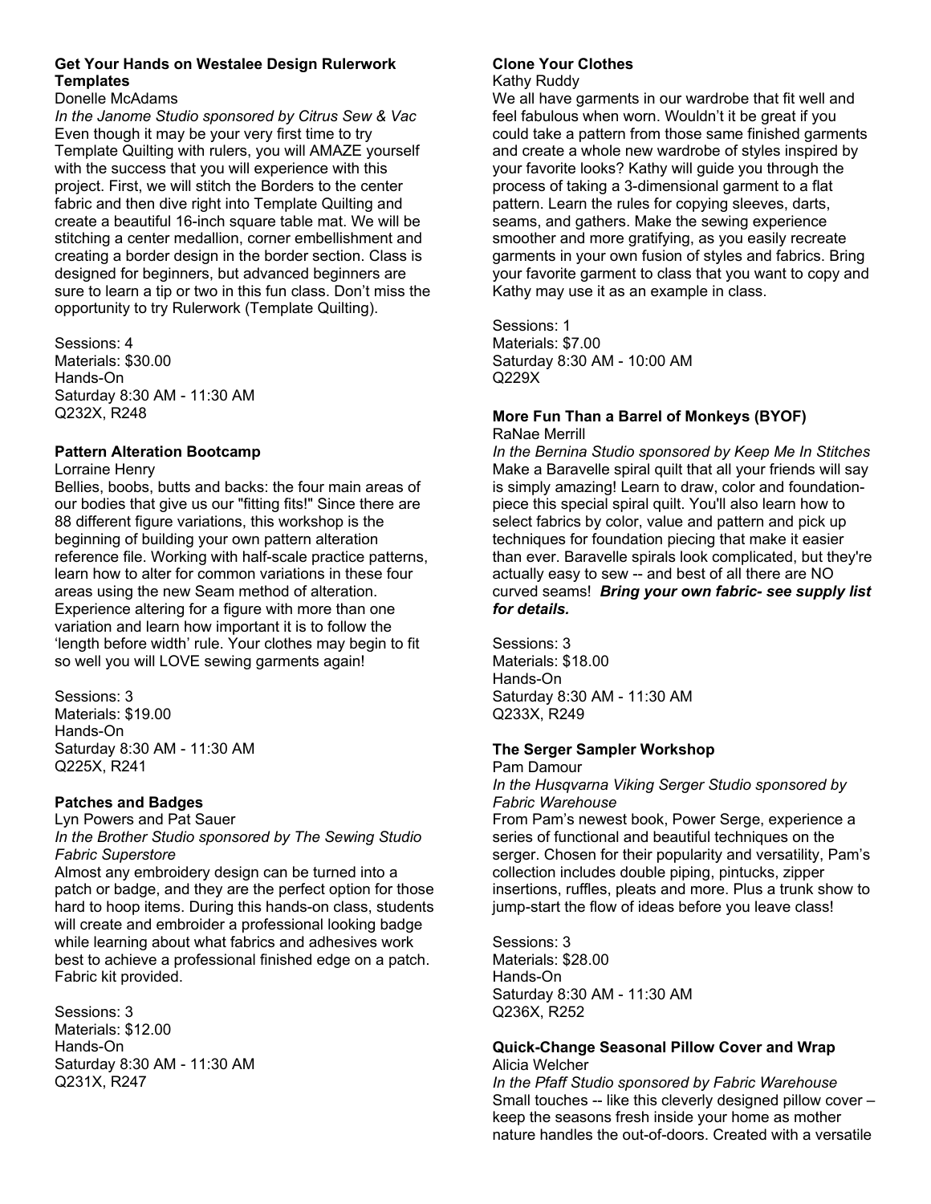**Get Your Hands on Westalee Design Rulerwork Templates**
Donelle McAdams
*In the Janome Studio sponsored by Citrus Sew & Vac*
Even though it may be your very first time to try Template Quilting with rulers, you will AMAZE yourself with the success that you will experience with this project. First, we will stitch the Borders to the center fabric and then dive right into Template Quilting and create a beautiful 16-inch square table mat. We will be stitching a center medallion, corner embellishment and creating a border design in the border section. Class is designed for beginners, but advanced beginners are sure to learn a tip or two in this fun class. Don't miss the opportunity to try Rulerwork (Template Quilting).

Sessions: 4
Materials: $30.00
Hands-On
Saturday 8:30 AM - 11:30 AM
Q232X, R248

**Pattern Alteration Bootcamp**
Lorraine Henry
Bellies, boobs, butts and backs: the four main areas of our bodies that give us our "fitting fits!" Since there are 88 different figure variations, this workshop is the beginning of building your own pattern alteration reference file. Working with half-scale practice patterns, learn how to alter for common variations in these four areas using the new Seam method of alteration. Experience altering for a figure with more than one variation and learn how important it is to follow the 'length before width' rule. Your clothes may begin to fit so well you will LOVE sewing garments again!

Sessions: 3
Materials: $19.00
Hands-On
Saturday 8:30 AM - 11:30 AM
Q225X, R241

**Patches and Badges**
Lyn Powers and Pat Sauer
*In the Brother Studio sponsored by The Sewing Studio Fabric Superstore*
Almost any embroidery design can be turned into a patch or badge, and they are the perfect option for those hard to hoop items. During this hands-on class, students will create and embroider a professional looking badge while learning about what fabrics and adhesives work best to achieve a professional finished edge on a patch. Fabric kit provided.

Sessions: 3
Materials: $12.00
Hands-On
Saturday 8:30 AM - 11:30 AM
Q231X, R247

**Clone Your Clothes**
Kathy Ruddy
We all have garments in our wardrobe that fit well and feel fabulous when worn. Wouldn't it be great if you could take a pattern from those same finished garments and create a whole new wardrobe of styles inspired by your favorite looks? Kathy will guide you through the process of taking a 3-dimensional garment to a flat pattern. Learn the rules for copying sleeves, darts, seams, and gathers. Make the sewing experience smoother and more gratifying, as you easily recreate garments in your own fusion of styles and fabrics. Bring your favorite garment to class that you want to copy and Kathy may use it as an example in class.

Sessions: 1
Materials: $7.00
Saturday 8:30 AM - 10:00 AM
Q229X

**More Fun Than a Barrel of Monkeys (BYOF)**
RaNae Merrill
*In the Bernina Studio sponsored by Keep Me In Stitches*
Make a Baravelle spiral quilt that all your friends will say is simply amazing! Learn to draw, color and foundation-piece this special spiral quilt. You'll also learn how to select fabrics by color, value and pattern and pick up techniques for foundation piecing that make it easier than ever. Baravelle spirals look complicated, but they're actually easy to sew -- and best of all there are NO curved seams! ***Bring your own fabric- see supply list for details.***

Sessions: 3
Materials: $18.00
Hands-On
Saturday 8:30 AM - 11:30 AM
Q233X, R249

**The Serger Sampler Workshop**
Pam Damour
*In the Husqvarna Viking Serger Studio sponsored by Fabric Warehouse*
From Pam's newest book, Power Serge, experience a series of functional and beautiful techniques on the serger. Chosen for their popularity and versatility, Pam's collection includes double piping, pintucks, zipper insertions, ruffles, pleats and more. Plus a trunk show to jump-start the flow of ideas before you leave class!

Sessions: 3
Materials: $28.00
Hands-On
Saturday 8:30 AM - 11:30 AM
Q236X, R252

**Quick-Change Seasonal Pillow Cover and Wrap**
Alicia Welcher
*In the Pfaff Studio sponsored by Fabric Warehouse*
Small touches -- like this cleverly designed pillow cover – keep the seasons fresh inside your home as mother nature handles the out-of-doors. Created with a versatile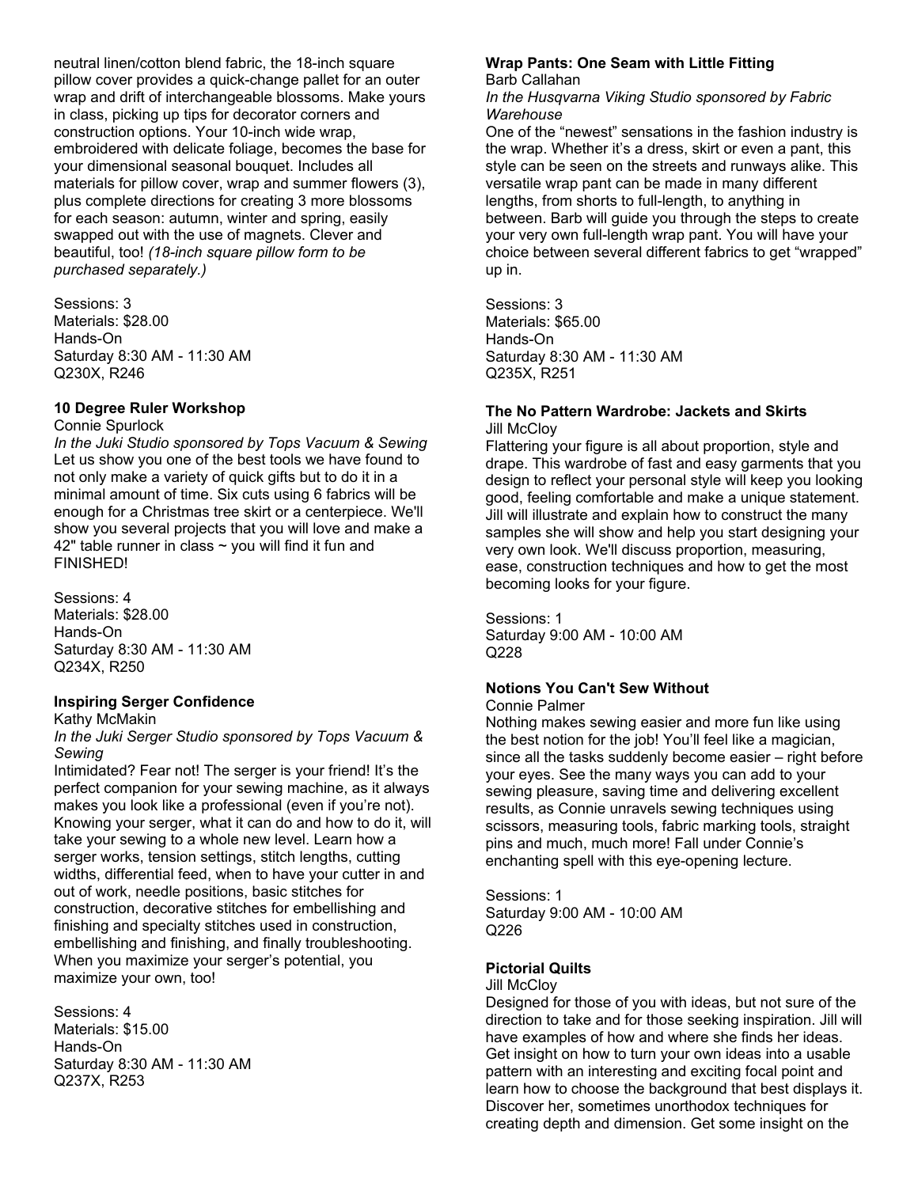neutral linen/cotton blend fabric, the 18-inch square pillow cover provides a quick-change pallet for an outer wrap and drift of interchangeable blossoms. Make yours in class, picking up tips for decorator corners and construction options. Your 10-inch wide wrap, embroidered with delicate foliage, becomes the base for your dimensional seasonal bouquet. Includes all materials for pillow cover, wrap and summer flowers (3), plus complete directions for creating 3 more blossoms for each season: autumn, winter and spring, easily swapped out with the use of magnets. Clever and beautiful, too! *(18-inch square pillow form to be purchased separately.)*

Sessions: 3
Materials: $28.00
Hands-On
Saturday 8:30 AM - 11:30 AM
Q230X, R246

**10 Degree Ruler Workshop**

Connie Spurlock

*In the Juki Studio sponsored by Tops Vacuum & Sewing*

Let us show you one of the best tools we have found to not only make a variety of quick gifts but to do it in a minimal amount of time. Six cuts using 6 fabrics will be enough for a Christmas tree skirt or a centerpiece. We'll show you several projects that you will love and make a 42" table runner in class ~ you will find it fun and FINISHED!

Sessions: 4
Materials: $28.00
Hands-On
Saturday 8:30 AM - 11:30 AM
Q234X, R250

**Inspiring Serger Confidence**

Kathy McMakin

*In the Juki Serger Studio sponsored by Tops Vacuum & Sewing*

Intimidated? Fear not! The serger is your friend! It's the perfect companion for your sewing machine, as it always makes you look like a professional (even if you're not). Knowing your serger, what it can do and how to do it, will take your sewing to a whole new level. Learn how a serger works, tension settings, stitch lengths, cutting widths, differential feed, when to have your cutter in and out of work, needle positions, basic stitches for construction, decorative stitches for embellishing and finishing and specialty stitches used in construction, embellishing and finishing, and finally troubleshooting. When you maximize your serger's potential, you maximize your own, too!

Sessions: 4
Materials: $15.00
Hands-On
Saturday 8:30 AM - 11:30 AM
Q237X, R253

**Wrap Pants: One Seam with Little Fitting**

Barb Callahan

*In the Husqvarna Viking Studio sponsored by Fabric Warehouse*

One of the "newest" sensations in the fashion industry is the wrap. Whether it's a dress, skirt or even a pant, this style can be seen on the streets and runways alike. This versatile wrap pant can be made in many different lengths, from shorts to full-length, to anything in between. Barb will guide you through the steps to create your very own full-length wrap pant. You will have your choice between several different fabrics to get "wrapped" up in.

Sessions: 3
Materials: $65.00
Hands-On
Saturday 8:30 AM - 11:30 AM
Q235X, R251

**The No Pattern Wardrobe: Jackets and Skirts**

Jill McCloy

Flattering your figure is all about proportion, style and drape. This wardrobe of fast and easy garments that you design to reflect your personal style will keep you looking good, feeling comfortable and make a unique statement. Jill will illustrate and explain how to construct the many samples she will show and help you start designing your very own look. We'll discuss proportion, measuring, ease, construction techniques and how to get the most becoming looks for your figure.

Sessions: 1
Saturday 9:00 AM - 10:00 AM
Q228

**Notions You Can't Sew Without**

Connie Palmer

Nothing makes sewing easier and more fun like using the best notion for the job! You'll feel like a magician, since all the tasks suddenly become easier – right before your eyes. See the many ways you can add to your sewing pleasure, saving time and delivering excellent results, as Connie unravels sewing techniques using scissors, measuring tools, fabric marking tools, straight pins and much, much more! Fall under Connie's enchanting spell with this eye-opening lecture.

Sessions: 1
Saturday 9:00 AM - 10:00 AM
Q226

**Pictorial Quilts**

Jill McCloy

Designed for those of you with ideas, but not sure of the direction to take and for those seeking inspiration. Jill will have examples of how and where she finds her ideas. Get insight on how to turn your own ideas into a usable pattern with an interesting and exciting focal point and learn how to choose the background that best displays it. Discover her, sometimes unorthodox techniques for creating depth and dimension. Get some insight on the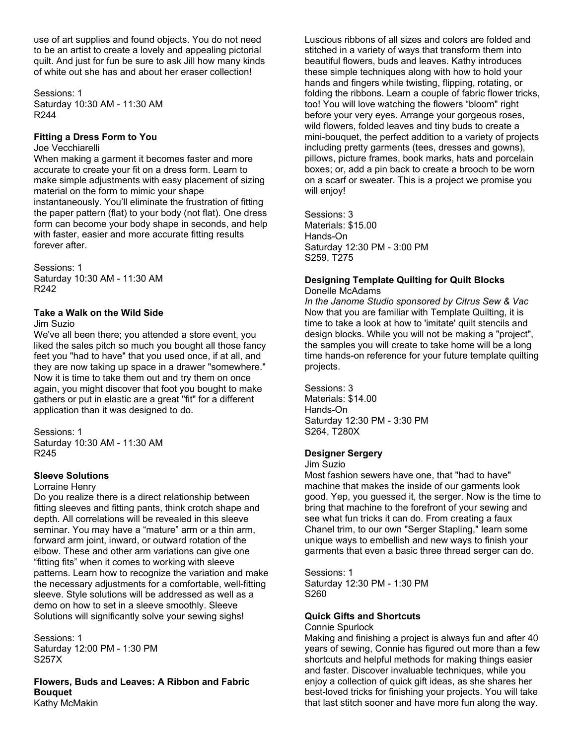use of art supplies and found objects. You do not need to be an artist to create a lovely and appealing pictorial quilt. And just for fun be sure to ask Jill how many kinds of white out she has and about her eraser collection!

Sessions: 1
Saturday 10:30 AM - 11:30 AM
R244

**Fitting a Dress Form to You**
Joe Vecchiarelli
When making a garment it becomes faster and more accurate to create your fit on a dress form. Learn to make simple adjustments with easy placement of sizing material on the form to mimic your shape instantaneously. You'll eliminate the frustration of fitting the paper pattern (flat) to your body (not flat). One dress form can become your body shape in seconds, and help with faster, easier and more accurate fitting results forever after.

Sessions: 1
Saturday 10:30 AM - 11:30 AM
R242

**Take a Walk on the Wild Side**
Jim Suzio
We've all been there; you attended a store event, you liked the sales pitch so much you bought all those fancy feet you "had to have" that you used once, if at all, and they are now taking up space in a drawer "somewhere." Now it is time to take them out and try them on once again, you might discover that foot you bought to make gathers or put in elastic are a great "fit" for a different application than it was designed to do.

Sessions: 1
Saturday 10:30 AM - 11:30 AM
R245

**Sleeve Solutions**
Lorraine Henry
Do you realize there is a direct relationship between fitting sleeves and fitting pants, think crotch shape and depth. All correlations will be revealed in this sleeve seminar. You may have a "mature" arm or a thin arm, forward arm joint, inward, or outward rotation of the elbow. These and other arm variations can give one "fitting fits" when it comes to working with sleeve patterns. Learn how to recognize the variation and make the necessary adjustments for a comfortable, well-fitting sleeve. Style solutions will be addressed as well as a demo on how to set in a sleeve smoothly. Sleeve Solutions will significantly solve your sewing sighs!

Sessions: 1
Saturday 12:00 PM - 1:30 PM
S257X

**Flowers, Buds and Leaves: A Ribbon and Fabric Bouquet**
Kathy McMakin
Luscious ribbons of all sizes and colors are folded and stitched in a variety of ways that transform them into beautiful flowers, buds and leaves. Kathy introduces these simple techniques along with how to hold your hands and fingers while twisting, flipping, rotating, or folding the ribbons. Learn a couple of fabric flower tricks, too! You will love watching the flowers "bloom" right before your very eyes. Arrange your gorgeous roses, wild flowers, folded leaves and tiny buds to create a mini-bouquet, the perfect addition to a variety of projects including pretty garments (tees, dresses and gowns), pillows, picture frames, book marks, hats and porcelain boxes; or, add a pin back to create a brooch to be worn on a scarf or sweater. This is a project we promise you will enjoy!

Sessions: 3
Materials: $15.00
Hands-On
Saturday 12:30 PM - 3:00 PM
S259, T275

**Designing Template Quilting for Quilt Blocks**
Donelle McAdams
*In the Janome Studio sponsored by Citrus Sew & Vac*
Now that you are familiar with Template Quilting, it is time to take a look at how to 'imitate' quilt stencils and design blocks. While you will not be making a "project", the samples you will create to take home will be a long time hands-on reference for your future template quilting projects.

Sessions: 3
Materials: $14.00
Hands-On
Saturday 12:30 PM - 3:30 PM
S264, T280X

**Designer Sergery**
Jim Suzio
Most fashion sewers have one, that "had to have" machine that makes the inside of our garments look good. Yep, you guessed it, the serger. Now is the time to bring that machine to the forefront of your sewing and see what fun tricks it can do. From creating a faux Chanel trim, to our own "Serger Stapling," learn some unique ways to embellish and new ways to finish your garments that even a basic three thread serger can do.

Sessions: 1
Saturday 12:30 PM - 1:30 PM
S260

**Quick Gifts and Shortcuts**
Connie Spurlock
Making and finishing a project is always fun and after 40 years of sewing, Connie has figured out more than a few shortcuts and helpful methods for making things easier and faster. Discover invaluable techniques, while you enjoy a collection of quick gift ideas, as she shares her best-loved tricks for finishing your projects. You will take that last stitch sooner and have more fun along the way.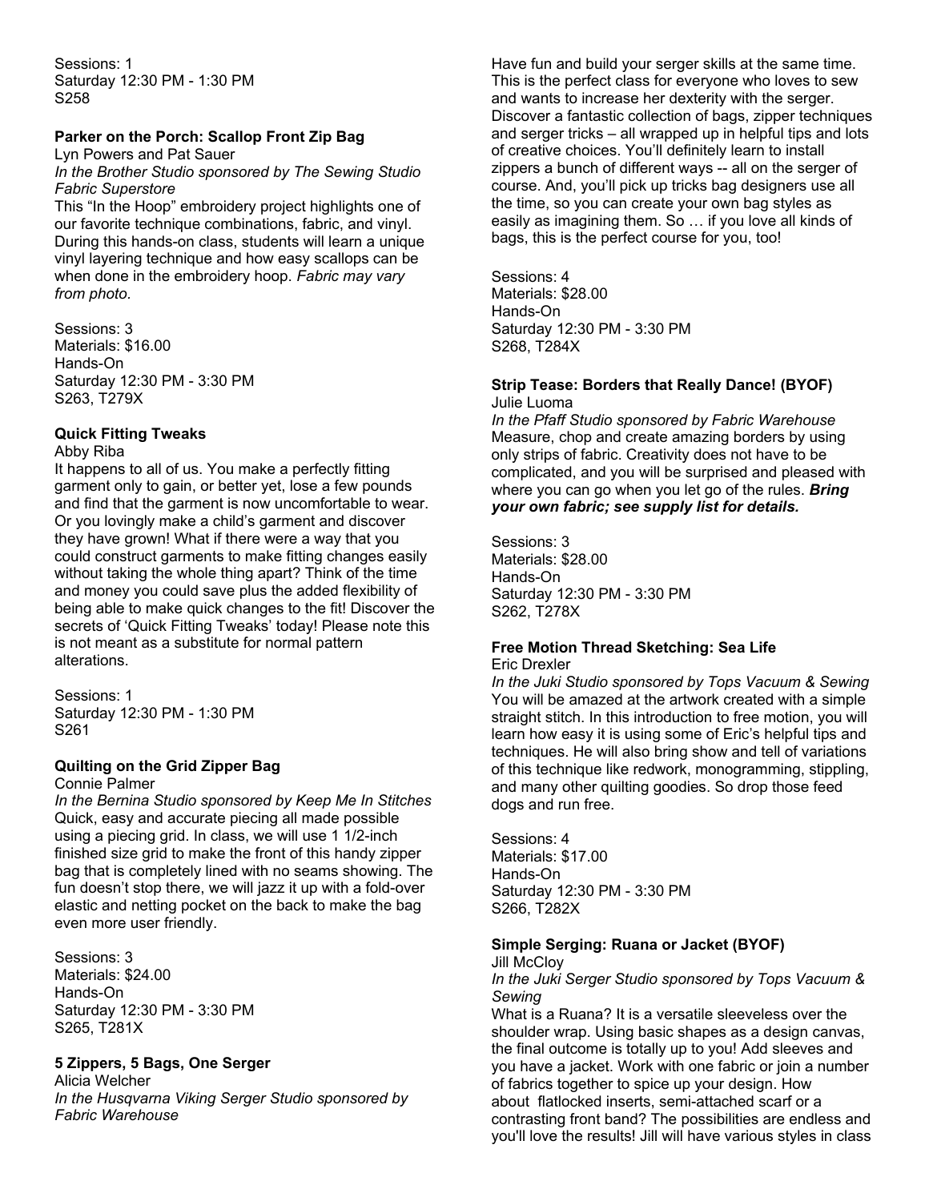Sessions: 1
Saturday 12:30 PM - 1:30 PM
S258

**Parker on the Porch: Scallop Front Zip Bag**

Lyn Powers and Pat Sauer

*In the Brother Studio sponsored by The Sewing Studio Fabric Superstore*

This “In the Hoop” embroidery project highlights one of our favorite technique combinations, fabric, and vinyl. During this hands-on class, students will learn a unique vinyl layering technique and how easy scallops can be when done in the embroidery hoop. *Fabric may vary from photo*.

Sessions: 3
Materials: $16.00
Hands-On
Saturday 12:30 PM - 3:30 PM
S263, T279X

**Quick Fitting Tweaks**

Abby Riba

It happens to all of us. You make a perfectly fitting garment only to gain, or better yet, lose a few pounds and find that the garment is now uncomfortable to wear. Or you lovingly make a child’s garment and discover they have grown! What if there were a way that you could construct garments to make fitting changes easily without taking the whole thing apart? Think of the time and money you could save plus the added flexibility of being able to make quick changes to the fit! Discover the secrets of ‘Quick Fitting Tweaks’ today! Please note this is not meant as a substitute for normal pattern alterations.

Sessions: 1
Saturday 12:30 PM - 1:30 PM
S261

**Quilting on the Grid Zipper Bag**

Connie Palmer

*In the Bernina Studio sponsored by Keep Me In Stitches*

Quick, easy and accurate piecing all made possible using a piecing grid. In class, we will use 1 1/2-inch finished size grid to make the front of this handy zipper bag that is completely lined with no seams showing. The fun doesn’t stop there, we will jazz it up with a fold-over elastic and netting pocket on the back to make the bag even more user friendly.

Sessions: 3
Materials: $24.00
Hands-On
Saturday 12:30 PM - 3:30 PM
S265, T281X

**5 Zippers, 5 Bags, One Serger**

Alicia Welcher

*In the Husqvarna Viking Serger Studio sponsored by Fabric Warehouse*

Have fun and build your serger skills at the same time. This is the perfect class for everyone who loves to sew and wants to increase her dexterity with the serger. Discover a fantastic collection of bags, zipper techniques and serger tricks – all wrapped up in helpful tips and lots of creative choices. You’ll definitely learn to install zippers a bunch of different ways -- all on the serger of course. And, you’ll pick up tricks bag designers use all the time, so you can create your own bag styles as easily as imagining them. So … if you love all kinds of bags, this is the perfect course for you, too!

Sessions: 4
Materials: $28.00
Hands-On
Saturday 12:30 PM - 3:30 PM
S268, T284X

**Strip Tease: Borders that Really Dance! (BYOF)**

Julie Luoma

*In the Pfaff Studio sponsored by Fabric Warehouse*

Measure, chop and create amazing borders by using only strips of fabric. Creativity does not have to be complicated, and you will be surprised and pleased with where you can go when you let go of the rules. ***Bring your own fabric; see supply list for details.***

Sessions: 3
Materials: $28.00
Hands-On
Saturday 12:30 PM - 3:30 PM
S262, T278X

**Free Motion Thread Sketching: Sea Life**

Eric Drexler

*In the Juki Studio sponsored by Tops Vacuum & Sewing*

You will be amazed at the artwork created with a simple straight stitch. In this introduction to free motion, you will learn how easy it is using some of Eric’s helpful tips and techniques. He will also bring show and tell of variations of this technique like redwork, monogramming, stippling, and many other quilting goodies. So drop those feed dogs and run free.

Sessions: 4
Materials: $17.00
Hands-On
Saturday 12:30 PM - 3:30 PM
S266, T282X

**Simple Serging: Ruana or Jacket (BYOF)**

Jill McCloy

*In the Juki Serger Studio sponsored by Tops Vacuum & Sewing*

What is a Ruana? It is a versatile sleeveless over the shoulder wrap. Using basic shapes as a design canvas, the final outcome is totally up to you! Add sleeves and you have a jacket. Work with one fabric or join a number of fabrics together to spice up your design. How about flatlocked inserts, semi-attached scarf or a contrasting front band? The possibilities are endless and you'll love the results! Jill will have various styles in class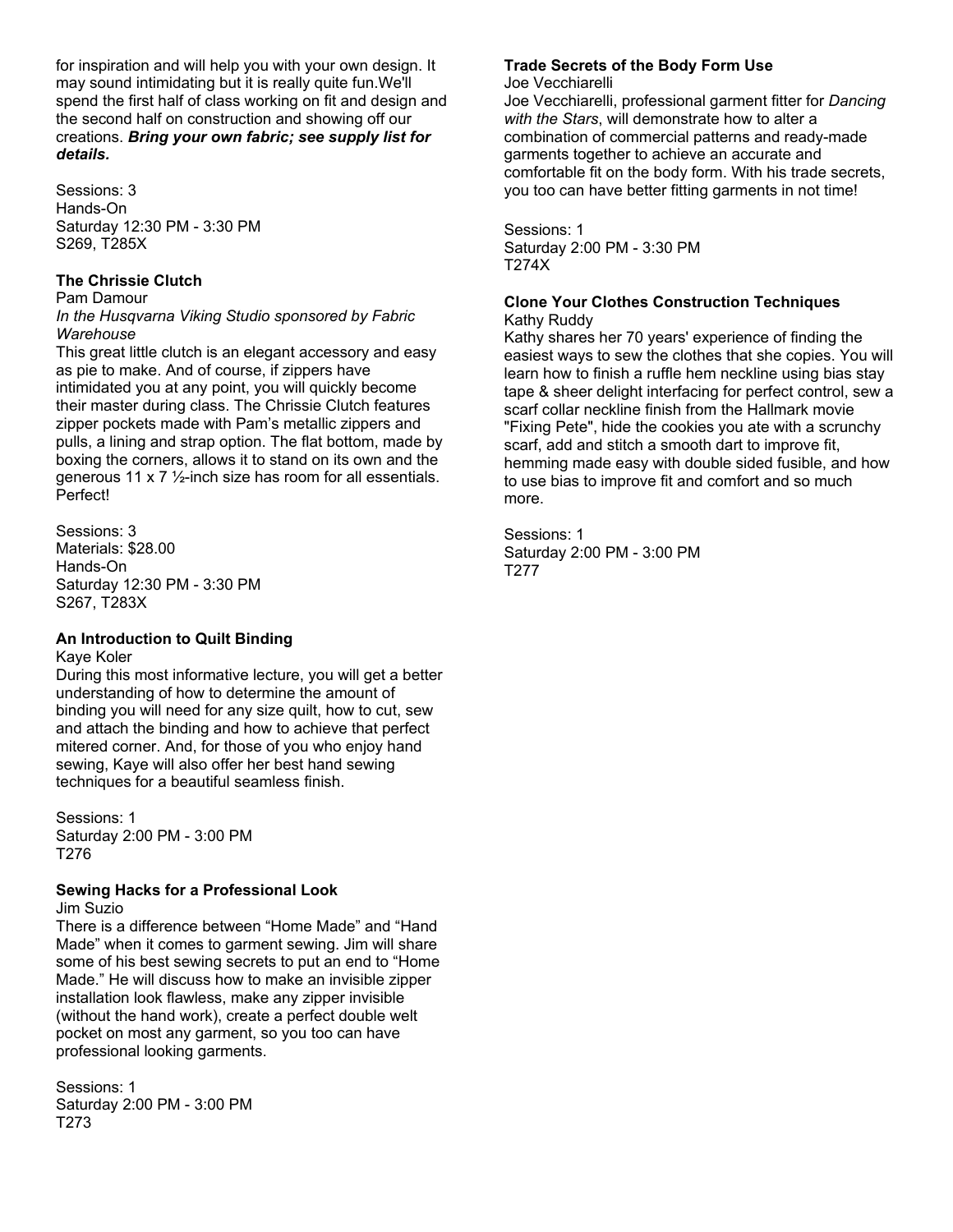for inspiration and will help you with your own design. It may sound intimidating but it is really quite fun.We'll spend the first half of class working on fit and design and the second half on construction and showing off our creations. ***Bring your own fabric; see supply list for details.***

Sessions: 3
Hands-On
Saturday 12:30 PM - 3:30 PM
S269, T285X

### The Chrissie Clutch

Pam Damour
*In the Husqvarna Viking Studio sponsored by Fabric Warehouse*
This great little clutch is an elegant accessory and easy as pie to make. And of course, if zippers have intimidated you at any point, you will quickly become their master during class. The Chrissie Clutch features zipper pockets made with Pam's metallic zippers and pulls, a lining and strap option. The flat bottom, made by boxing the corners, allows it to stand on its own and the generous 11 x 7 ½-inch size has room for all essentials. Perfect!

Sessions: 3
Materials: $28.00
Hands-On
Saturday 12:30 PM - 3:30 PM
S267, T283X

### An Introduction to Quilt Binding

Kaye Koler
During this most informative lecture, you will get a better understanding of how to determine the amount of binding you will need for any size quilt, how to cut, sew and attach the binding and how to achieve that perfect mitered corner. And, for those of you who enjoy hand sewing, Kaye will also offer her best hand sewing techniques for a beautiful seamless finish.

Sessions: 1
Saturday 2:00 PM - 3:00 PM
T276

### Sewing Hacks for a Professional Look

Jim Suzio
There is a difference between "Home Made" and "Hand Made" when it comes to garment sewing. Jim will share some of his best sewing secrets to put an end to "Home Made." He will discuss how to make an invisible zipper installation look flawless, make any zipper invisible (without the hand work), create a perfect double welt pocket on most any garment, so you too can have professional looking garments.

Sessions: 1
Saturday 2:00 PM - 3:00 PM
T273

### Trade Secrets of the Body Form Use

Joe Vecchiarelli
Joe Vecchiarelli, professional garment fitter for *Dancing with the Stars*, will demonstrate how to alter a combination of commercial patterns and ready-made garments together to achieve an accurate and comfortable fit on the body form. With his trade secrets, you too can have better fitting garments in not time!

Sessions: 1
Saturday 2:00 PM - 3:30 PM
T274X

### Clone Your Clothes Construction Techniques

Kathy Ruddy
Kathy shares her 70 years' experience of finding the easiest ways to sew the clothes that she copies. You will learn how to finish a ruffle hem neckline using bias stay tape & sheer delight interfacing for perfect control, sew a scarf collar neckline finish from the Hallmark movie "Fixing Pete", hide the cookies you ate with a scrunchy scarf, add and stitch a smooth dart to improve fit, hemming made easy with double sided fusible, and how to use bias to improve fit and comfort and so much more.

Sessions: 1
Saturday 2:00 PM - 3:00 PM
T277